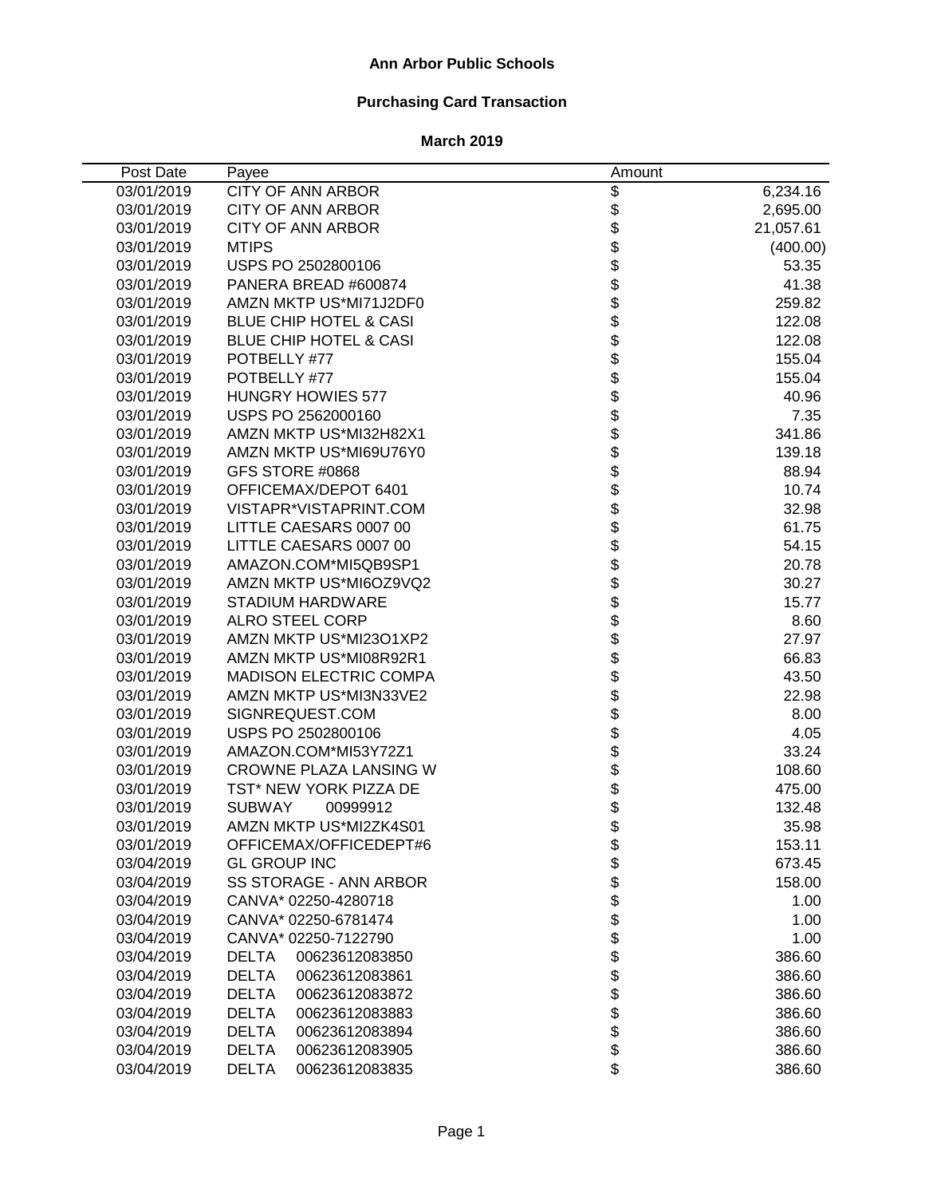# Ann Arbor Public Schools

## Purchasing Card Transaction

### March 2019

| Post Date | Payee | Amount | |
|---|---|---|---|
| 03/01/2019 | CITY OF ANN ARBOR | $ | 6,234.16 |
| 03/01/2019 | CITY OF ANN ARBOR | $ | 2,695.00 |
| 03/01/2019 | CITY OF ANN ARBOR | $ | 21,057.61 |
| 03/01/2019 | MTIPS | $ | (400.00) |
| 03/01/2019 | USPS PO 2502800106 | $ | 53.35 |
| 03/01/2019 | PANERA BREAD #600874 | $ | 41.38 |
| 03/01/2019 | AMZN MKTP US*MI71J2DF0 | $ | 259.82 |
| 03/01/2019 | BLUE CHIP HOTEL & CASI | $ | 122.08 |
| 03/01/2019 | BLUE CHIP HOTEL & CASI | $ | 122.08 |
| 03/01/2019 | POTBELLY #77 | $ | 155.04 |
| 03/01/2019 | POTBELLY #77 | $ | 155.04 |
| 03/01/2019 | HUNGRY HOWIES 577 | $ | 40.96 |
| 03/01/2019 | USPS PO 2562000160 | $ | 7.35 |
| 03/01/2019 | AMZN MKTP US*MI32H82X1 | $ | 341.86 |
| 03/01/2019 | AMZN MKTP US*MI69U76Y0 | $ | 139.18 |
| 03/01/2019 | GFS STORE #0868 | $ | 88.94 |
| 03/01/2019 | OFFICEMAX/DEPOT 6401 | $ | 10.74 |
| 03/01/2019 | VISTAPR*VISTAPRINT.COM | $ | 32.98 |
| 03/01/2019 | LITTLE CAESARS 0007 00 | $ | 61.75 |
| 03/01/2019 | LITTLE CAESARS 0007 00 | $ | 54.15 |
| 03/01/2019 | AMAZON.COM*MI5QB9SP1 | $ | 20.78 |
| 03/01/2019 | AMZN MKTP US*MI6OZ9VQ2 | $ | 30.27 |
| 03/01/2019 | STADIUM HARDWARE | $ | 15.77 |
| 03/01/2019 | ALRO STEEL CORP | $ | 8.60 |
| 03/01/2019 | AMZN MKTP US*MI23O1XP2 | $ | 27.97 |
| 03/01/2019 | AMZN MKTP US*MI08R92R1 | $ | 66.83 |
| 03/01/2019 | MADISON ELECTRIC COMPA | $ | 43.50 |
| 03/01/2019 | AMZN MKTP US*MI3N33VE2 | $ | 22.98 |
| 03/01/2019 | SIGNREQUEST.COM | $ | 8.00 |
| 03/01/2019 | USPS PO 2502800106 | $ | 4.05 |
| 03/01/2019 | AMAZON.COM*MI53Y72Z1 | $ | 33.24 |
| 03/01/2019 | CROWNE PLAZA LANSING W | $ | 108.60 |
| 03/01/2019 | TST* NEW YORK PIZZA DE | $ | 475.00 |
| 03/01/2019 | SUBWAY 00999912 | $ | 132.48 |
| 03/01/2019 | AMZN MKTP US*MI2ZK4S01 | $ | 35.98 |
| 03/01/2019 | OFFICEMAX/OFFICEDEPT#6 | $ | 153.11 |
| 03/04/2019 | GL GROUP INC | $ | 673.45 |
| 03/04/2019 | SS STORAGE - ANN ARBOR | $ | 158.00 |
| 03/04/2019 | CANVA* 02250-4280718 | $ | 1.00 |
| 03/04/2019 | CANVA* 02250-6781474 | $ | 1.00 |
| 03/04/2019 | CANVA* 02250-7122790 | $ | 1.00 |
| 03/04/2019 | DELTA 00623612083850 | $ | 386.60 |
| 03/04/2019 | DELTA 00623612083861 | $ | 386.60 |
| 03/04/2019 | DELTA 00623612083872 | $ | 386.60 |
| 03/04/2019 | DELTA 00623612083883 | $ | 386.60 |
| 03/04/2019 | DELTA 00623612083894 | $ | 386.60 |
| 03/04/2019 | DELTA 00623612083905 | $ | 386.60 |
| 03/04/2019 | DELTA 00623612083835 | $ | 386.60 |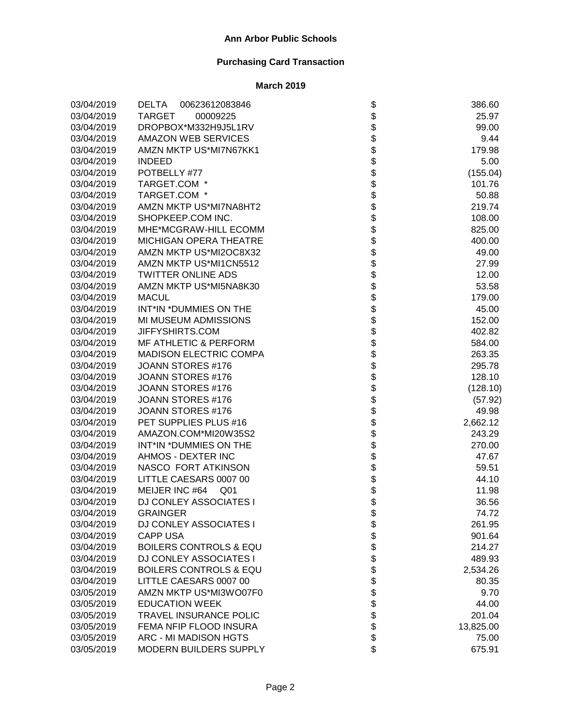## Ann Arbor Public Schools

### Purchasing Card Transaction

### March 2019

| Date | Vendor | | Amount |
|---|---|---|---|
| 03/04/2019 | DELTA 00623612083846 | $ | 386.60 |
| 03/04/2019 | TARGET 00009225 | $ | 25.97 |
| 03/04/2019 | DROPBOX*M332H9J5L1RV | $ | 99.00 |
| 03/04/2019 | AMAZON WEB SERVICES | $ | 9.44 |
| 03/04/2019 | AMZN MKTP US*MI7N67KK1 | $ | 179.98 |
| 03/04/2019 | INDEED | $ | 5.00 |
| 03/04/2019 | POTBELLY #77 | $ | (155.04) |
| 03/04/2019 | TARGET.COM * | $ | 101.76 |
| 03/04/2019 | TARGET.COM * | $ | 50.88 |
| 03/04/2019 | AMZN MKTP US*MI7NA8HT2 | $ | 219.74 |
| 03/04/2019 | SHOPKEEP.COM INC. | $ | 108.00 |
| 03/04/2019 | MHE*MCGRAW-HILL ECOMM | $ | 825.00 |
| 03/04/2019 | MICHIGAN OPERA THEATRE | $ | 400.00 |
| 03/04/2019 | AMZN MKTP US*MI2OC8X32 | $ | 49.00 |
| 03/04/2019 | AMZN MKTP US*MI1CN5512 | $ | 27.99 |
| 03/04/2019 | TWITTER ONLINE ADS | $ | 12.00 |
| 03/04/2019 | AMZN MKTP US*MI5NA8K30 | $ | 53.58 |
| 03/04/2019 | MACUL | $ | 179.00 |
| 03/04/2019 | INT*IN *DUMMIES ON THE | $ | 45.00 |
| 03/04/2019 | MI MUSEUM ADMISSIONS | $ | 152.00 |
| 03/04/2019 | JIFFYSHIRTS.COM | $ | 402.82 |
| 03/04/2019 | MF ATHLETIC & PERFORM | $ | 584.00 |
| 03/04/2019 | MADISON ELECTRIC COMPA | $ | 263.35 |
| 03/04/2019 | JOANN STORES #176 | $ | 295.78 |
| 03/04/2019 | JOANN STORES #176 | $ | 128.10 |
| 03/04/2019 | JOANN STORES #176 | $ | (128.10) |
| 03/04/2019 | JOANN STORES #176 | $ | (57.92) |
| 03/04/2019 | JOANN STORES #176 | $ | 49.98 |
| 03/04/2019 | PET SUPPLIES PLUS #16 | $ | 2,662.12 |
| 03/04/2019 | AMAZON.COM*MI20W35S2 | $ | 243.29 |
| 03/04/2019 | INT*IN *DUMMIES ON THE | $ | 270.00 |
| 03/04/2019 | AHMOS - DEXTER INC | $ | 47.67 |
| 03/04/2019 | NASCO FORT ATKINSON | $ | 59.51 |
| 03/04/2019 | LITTLE CAESARS 0007 00 | $ | 44.10 |
| 03/04/2019 | MEIJER INC #64 Q01 | $ | 11.98 |
| 03/04/2019 | DJ CONLEY ASSOCIATES I | $ | 36.56 |
| 03/04/2019 | GRAINGER | $ | 74.72 |
| 03/04/2019 | DJ CONLEY ASSOCIATES I | $ | 261.95 |
| 03/04/2019 | CAPP USA | $ | 901.64 |
| 03/04/2019 | BOILERS CONTROLS & EQU | $ | 214.27 |
| 03/04/2019 | DJ CONLEY ASSOCIATES I | $ | 489.93 |
| 03/04/2019 | BOILERS CONTROLS & EQU | $ | 2,534.26 |
| 03/04/2019 | LITTLE CAESARS 0007 00 | $ | 80.35 |
| 03/05/2019 | AMZN MKTP US*MI3WO07F0 | $ | 9.70 |
| 03/05/2019 | EDUCATION WEEK | $ | 44.00 |
| 03/05/2019 | TRAVEL INSURANCE POLIC | $ | 201.04 |
| 03/05/2019 | FEMA NFIP FLOOD INSURA | $ | 13,825.00 |
| 03/05/2019 | ARC - MI MADISON HGTS | $ | 75.00 |
| 03/05/2019 | MODERN BUILDERS SUPPLY | $ | 675.91 |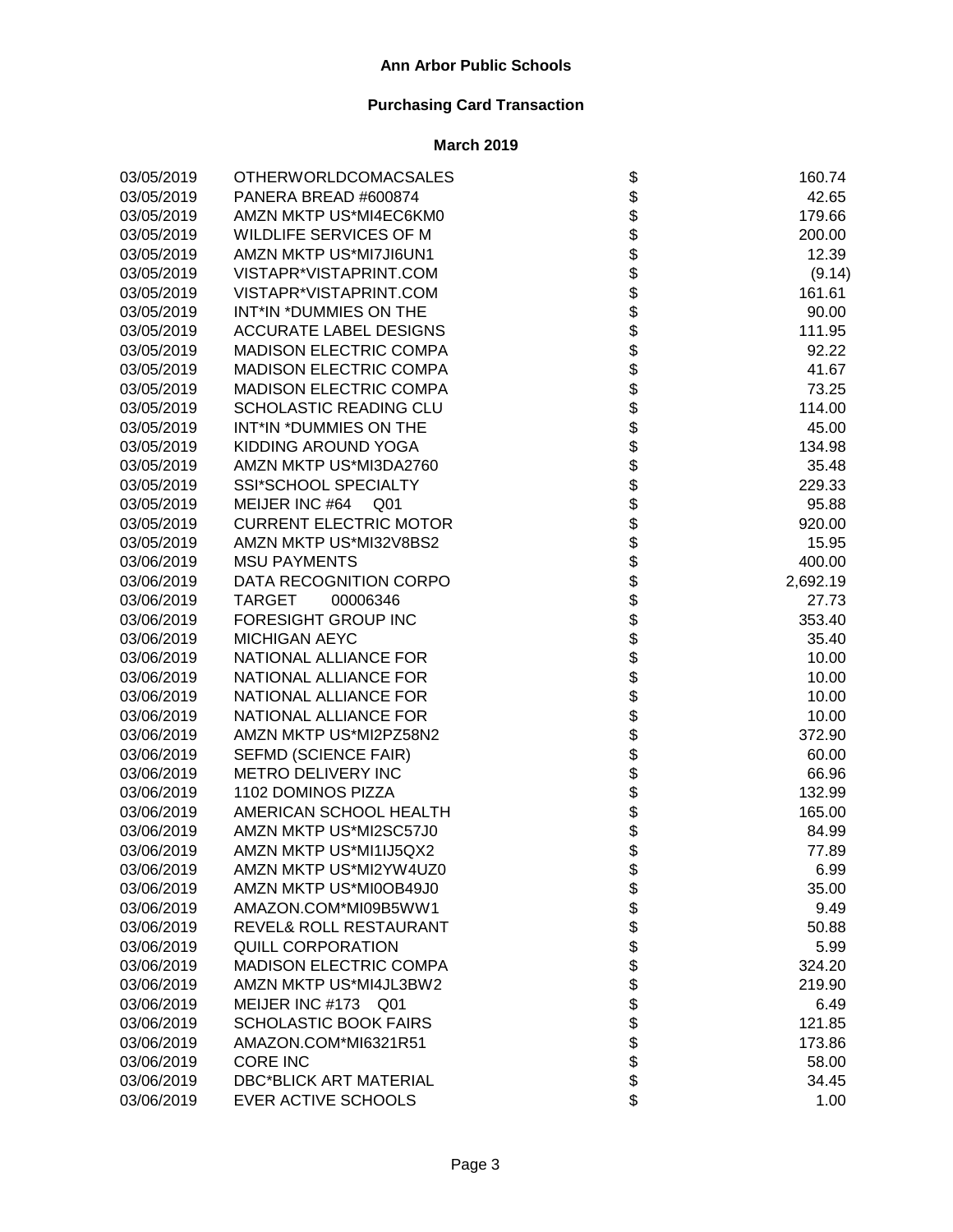**Ann Arbor Public Schools**

**Purchasing Card Transaction**

**March 2019**

| Date | Vendor | | Amount |
|---|---|---|---|
| 03/05/2019 | OTHERWORLDCOMACSALES | $ | 160.74 |
| 03/05/2019 | PANERA BREAD #600874 | $ | 42.65 |
| 03/05/2019 | AMZN MKTP US*MI4EC6KM0 | $ | 179.66 |
| 03/05/2019 | WILDLIFE SERVICES OF M | $ | 200.00 |
| 03/05/2019 | AMZN MKTP US*MI7JI6UN1 | $ | 12.39 |
| 03/05/2019 | VISTAPR*VISTAPRINT.COM | $ | (9.14) |
| 03/05/2019 | VISTAPR*VISTAPRINT.COM | $ | 161.61 |
| 03/05/2019 | INT*IN *DUMMIES ON THE | $ | 90.00 |
| 03/05/2019 | ACCURATE LABEL DESIGNS | $ | 111.95 |
| 03/05/2019 | MADISON ELECTRIC COMPA | $ | 92.22 |
| 03/05/2019 | MADISON ELECTRIC COMPA | $ | 41.67 |
| 03/05/2019 | MADISON ELECTRIC COMPA | $ | 73.25 |
| 03/05/2019 | SCHOLASTIC READING CLU | $ | 114.00 |
| 03/05/2019 | INT*IN *DUMMIES ON THE | $ | 45.00 |
| 03/05/2019 | KIDDING AROUND YOGA | $ | 134.98 |
| 03/05/2019 | AMZN MKTP US*MI3DA2760 | $ | 35.48 |
| 03/05/2019 | SSI*SCHOOL SPECIALTY | $ | 229.33 |
| 03/05/2019 | MEIJER INC #64 Q01 | $ | 95.88 |
| 03/05/2019 | CURRENT ELECTRIC MOTOR | $ | 920.00 |
| 03/05/2019 | AMZN MKTP US*MI32V8BS2 | $ | 15.95 |
| 03/06/2019 | MSU PAYMENTS | $ | 400.00 |
| 03/06/2019 | DATA RECOGNITION CORPO | $ | 2,692.19 |
| 03/06/2019 | TARGET 00006346 | $ | 27.73 |
| 03/06/2019 | FORESIGHT GROUP INC | $ | 353.40 |
| 03/06/2019 | MICHIGAN AEYC | $ | 35.40 |
| 03/06/2019 | NATIONAL ALLIANCE FOR | $ | 10.00 |
| 03/06/2019 | NATIONAL ALLIANCE FOR | $ | 10.00 |
| 03/06/2019 | NATIONAL ALLIANCE FOR | $ | 10.00 |
| 03/06/2019 | NATIONAL ALLIANCE FOR | $ | 10.00 |
| 03/06/2019 | AMZN MKTP US*MI2PZ58N2 | $ | 372.90 |
| 03/06/2019 | SEFMD (SCIENCE FAIR) | $ | 60.00 |
| 03/06/2019 | METRO DELIVERY INC | $ | 66.96 |
| 03/06/2019 | 1102 DOMINOS PIZZA | $ | 132.99 |
| 03/06/2019 | AMERICAN SCHOOL HEALTH | $ | 165.00 |
| 03/06/2019 | AMZN MKTP US*MI2SC57J0 | $ | 84.99 |
| 03/06/2019 | AMZN MKTP US*MI1IJ5QX2 | $ | 77.89 |
| 03/06/2019 | AMZN MKTP US*MI2YW4UZ0 | $ | 6.99 |
| 03/06/2019 | AMZN MKTP US*MI0OB49J0 | $ | 35.00 |
| 03/06/2019 | AMAZON.COM*MI09B5WW1 | $ | 9.49 |
| 03/06/2019 | REVEL& ROLL RESTAURANT | $ | 50.88 |
| 03/06/2019 | QUILL CORPORATION | $ | 5.99 |
| 03/06/2019 | MADISON ELECTRIC COMPA | $ | 324.20 |
| 03/06/2019 | AMZN MKTP US*MI4JL3BW2 | $ | 219.90 |
| 03/06/2019 | MEIJER INC #173 Q01 | $ | 6.49 |
| 03/06/2019 | SCHOLASTIC BOOK FAIRS | $ | 121.85 |
| 03/06/2019 | AMAZON.COM*MI6321R51 | $ | 173.86 |
| 03/06/2019 | CORE INC | $ | 58.00 |
| 03/06/2019 | DBC*BLICK ART MATERIAL | $ | 34.45 |
| 03/06/2019 | EVER ACTIVE SCHOOLS | $ | 1.00 |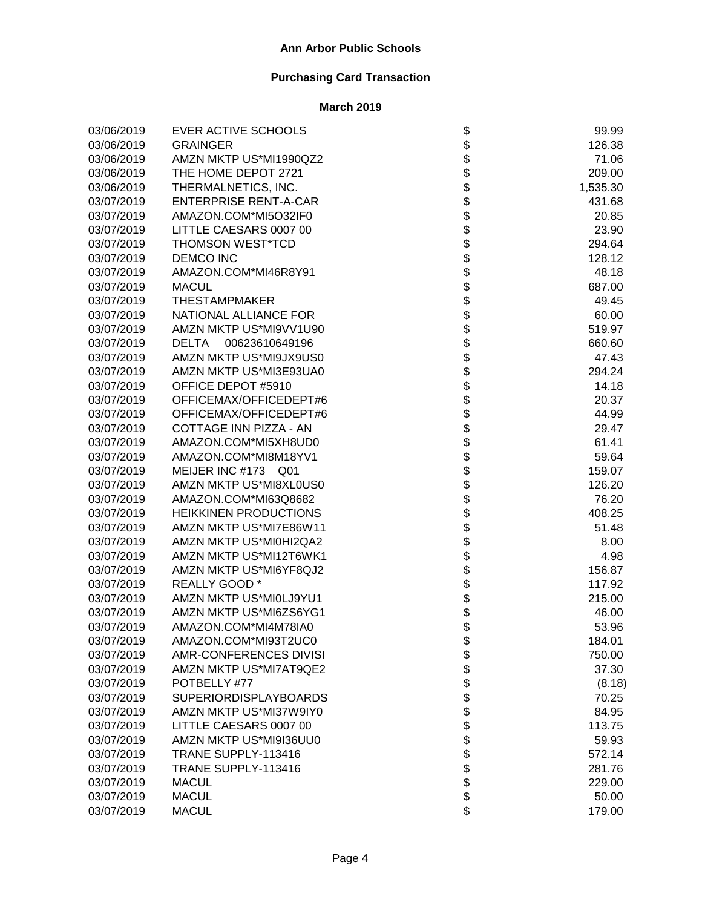# Ann Arbor Public Schools

## Purchasing Card Transaction

### March 2019

| Date | Vendor | | Amount |
|---|---|---|---|
| 03/06/2019 | EVER ACTIVE SCHOOLS | $ | 99.99 |
| 03/06/2019 | GRAINGER | $ | 126.38 |
| 03/06/2019 | AMZN MKTP US*MI1990QZ2 | $ | 71.06 |
| 03/06/2019 | THE HOME DEPOT 2721 | $ | 209.00 |
| 03/06/2019 | THERMALNETICS, INC. | $ | 1,535.30 |
| 03/07/2019 | ENTERPRISE RENT-A-CAR | $ | 431.68 |
| 03/07/2019 | AMAZON.COM*MI5O32IF0 | $ | 20.85 |
| 03/07/2019 | LITTLE CAESARS 0007 00 | $ | 23.90 |
| 03/07/2019 | THOMSON WEST*TCD | $ | 294.64 |
| 03/07/2019 | DEMCO INC | $ | 128.12 |
| 03/07/2019 | AMAZON.COM*MI46R8Y91 | $ | 48.18 |
| 03/07/2019 | MACUL | $ | 687.00 |
| 03/07/2019 | THESTAMPMAKER | $ | 49.45 |
| 03/07/2019 | NATIONAL ALLIANCE FOR | $ | 60.00 |
| 03/07/2019 | AMZN MKTP US*MI9VV1U90 | $ | 519.97 |
| 03/07/2019 | DELTA 00623610649196 | $ | 660.60 |
| 03/07/2019 | AMZN MKTP US*MI9JX9US0 | $ | 47.43 |
| 03/07/2019 | AMZN MKTP US*MI3E93UA0 | $ | 294.24 |
| 03/07/2019 | OFFICE DEPOT #5910 | $ | 14.18 |
| 03/07/2019 | OFFICEMAX/OFFICEDEPT#6 | $ | 20.37 |
| 03/07/2019 | OFFICEMAX/OFFICEDEPT#6 | $ | 44.99 |
| 03/07/2019 | COTTAGE INN PIZZA - AN | $ | 29.47 |
| 03/07/2019 | AMAZON.COM*MI5XH8UD0 | $ | 61.41 |
| 03/07/2019 | AMAZON.COM*MI8M18YV1 | $ | 59.64 |
| 03/07/2019 | MEIJER INC #173 Q01 | $ | 159.07 |
| 03/07/2019 | AMZN MKTP US*MI8XL0US0 | $ | 126.20 |
| 03/07/2019 | AMAZON.COM*MI63Q8682 | $ | 76.20 |
| 03/07/2019 | HEIKKINEN PRODUCTIONS | $ | 408.25 |
| 03/07/2019 | AMZN MKTP US*MI7E86W11 | $ | 51.48 |
| 03/07/2019 | AMZN MKTP US*MI0HI2QA2 | $ | 8.00 |
| 03/07/2019 | AMZN MKTP US*MI12T6WK1 | $ | 4.98 |
| 03/07/2019 | AMZN MKTP US*MI6YF8QJ2 | $ | 156.87 |
| 03/07/2019 | REALLY GOOD * | $ | 117.92 |
| 03/07/2019 | AMZN MKTP US*MI0LJ9YU1 | $ | 215.00 |
| 03/07/2019 | AMZN MKTP US*MI6ZS6YG1 | $ | 46.00 |
| 03/07/2019 | AMAZON.COM*MI4M78IA0 | $ | 53.96 |
| 03/07/2019 | AMAZON.COM*MI93T2UC0 | $ | 184.01 |
| 03/07/2019 | AMR-CONFERENCES DIVISI | $ | 750.00 |
| 03/07/2019 | AMZN MKTP US*MI7AT9QE2 | $ | 37.30 |
| 03/07/2019 | POTBELLY #77 | $ | (8.18) |
| 03/07/2019 | SUPERIORDISPLAYBOARDS | $ | 70.25 |
| 03/07/2019 | AMZN MKTP US*MI37W9IY0 | $ | 84.95 |
| 03/07/2019 | LITTLE CAESARS 0007 00 | $ | 113.75 |
| 03/07/2019 | AMZN MKTP US*MI9I36UU0 | $ | 59.93 |
| 03/07/2019 | TRANE SUPPLY-113416 | $ | 572.14 |
| 03/07/2019 | TRANE SUPPLY-113416 | $ | 281.76 |
| 03/07/2019 | MACUL | $ | 229.00 |
| 03/07/2019 | MACUL | $ | 50.00 |
| 03/07/2019 | MACUL | $ | 179.00 |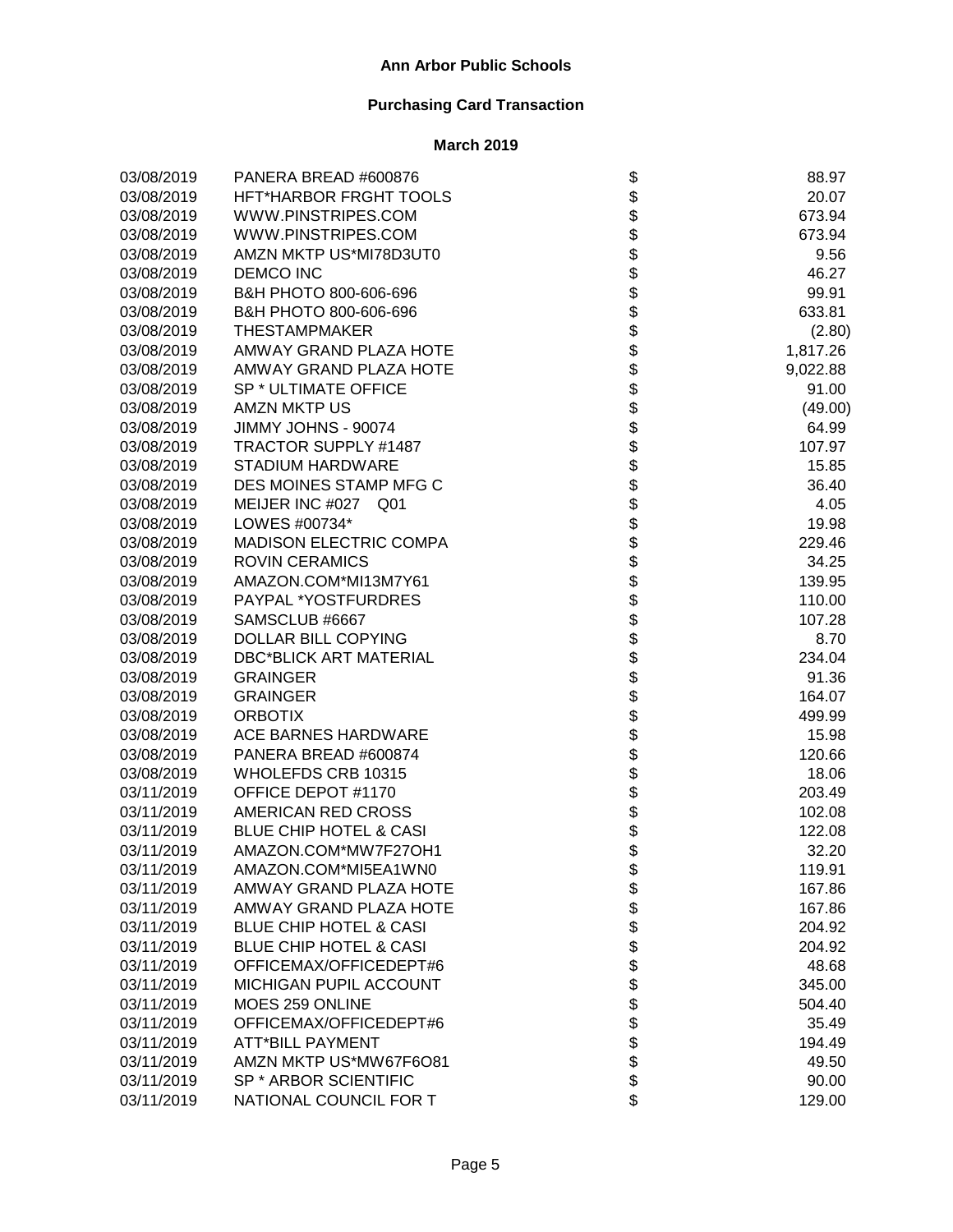# Ann Arbor Public Schools

## Purchasing Card Transaction

### March 2019

| Date | Vendor | | Amount |
|---|---|---|---|
| 03/08/2019 | PANERA BREAD #600876 | $ | 88.97 |
| 03/08/2019 | HFT*HARBOR FRGHT TOOLS | $ | 20.07 |
| 03/08/2019 | WWW.PINSTRIPES.COM | $ | 673.94 |
| 03/08/2019 | WWW.PINSTRIPES.COM | $ | 673.94 |
| 03/08/2019 | AMZN MKTP US*MI78D3UT0 | $ | 9.56 |
| 03/08/2019 | DEMCO INC | $ | 46.27 |
| 03/08/2019 | B&H PHOTO 800-606-696 | $ | 99.91 |
| 03/08/2019 | B&H PHOTO 800-606-696 | $ | 633.81 |
| 03/08/2019 | THESTAMPMAKER | $ | (2.80) |
| 03/08/2019 | AMWAY GRAND PLAZA HOTE | $ | 1,817.26 |
| 03/08/2019 | AMWAY GRAND PLAZA HOTE | $ | 9,022.88 |
| 03/08/2019 | SP * ULTIMATE OFFICE | $ | 91.00 |
| 03/08/2019 | AMZN MKTP US | $ | (49.00) |
| 03/08/2019 | JIMMY JOHNS - 90074 | $ | 64.99 |
| 03/08/2019 | TRACTOR SUPPLY #1487 | $ | 107.97 |
| 03/08/2019 | STADIUM HARDWARE | $ | 15.85 |
| 03/08/2019 | DES MOINES STAMP MFG C | $ | 36.40 |
| 03/08/2019 | MEIJER INC #027 Q01 | $ | 4.05 |
| 03/08/2019 | LOWES #00734* | $ | 19.98 |
| 03/08/2019 | MADISON ELECTRIC COMPA | $ | 229.46 |
| 03/08/2019 | ROVIN CERAMICS | $ | 34.25 |
| 03/08/2019 | AMAZON.COM*MI13M7Y61 | $ | 139.95 |
| 03/08/2019 | PAYPAL *YOSTFURDRES | $ | 110.00 |
| 03/08/2019 | SAMSCLUB #6667 | $ | 107.28 |
| 03/08/2019 | DOLLAR BILL COPYING | $ | 8.70 |
| 03/08/2019 | DBC*BLICK ART MATERIAL | $ | 234.04 |
| 03/08/2019 | GRAINGER | $ | 91.36 |
| 03/08/2019 | GRAINGER | $ | 164.07 |
| 03/08/2019 | ORBOTIX | $ | 499.99 |
| 03/08/2019 | ACE BARNES HARDWARE | $ | 15.98 |
| 03/08/2019 | PANERA BREAD #600874 | $ | 120.66 |
| 03/08/2019 | WHOLEFDS CRB 10315 | $ | 18.06 |
| 03/11/2019 | OFFICE DEPOT #1170 | $ | 203.49 |
| 03/11/2019 | AMERICAN RED CROSS | $ | 102.08 |
| 03/11/2019 | BLUE CHIP HOTEL & CASI | $ | 122.08 |
| 03/11/2019 | AMAZON.COM*MW7F27OH1 | $ | 32.20 |
| 03/11/2019 | AMAZON.COM*MI5EA1WN0 | $ | 119.91 |
| 03/11/2019 | AMWAY GRAND PLAZA HOTE | $ | 167.86 |
| 03/11/2019 | AMWAY GRAND PLAZA HOTE | $ | 167.86 |
| 03/11/2019 | BLUE CHIP HOTEL & CASI | $ | 204.92 |
| 03/11/2019 | BLUE CHIP HOTEL & CASI | $ | 204.92 |
| 03/11/2019 | OFFICEMAX/OFFICEDEPT#6 | $ | 48.68 |
| 03/11/2019 | MICHIGAN PUPIL ACCOUNT | $ | 345.00 |
| 03/11/2019 | MOES 259 ONLINE | $ | 504.40 |
| 03/11/2019 | OFFICEMAX/OFFICEDEPT#6 | $ | 35.49 |
| 03/11/2019 | ATT*BILL PAYMENT | $ | 194.49 |
| 03/11/2019 | AMZN MKTP US*MW67F6O81 | $ | 49.50 |
| 03/11/2019 | SP * ARBOR SCIENTIFIC | $ | 90.00 |
| 03/11/2019 | NATIONAL COUNCIL FOR T | $ | 129.00 |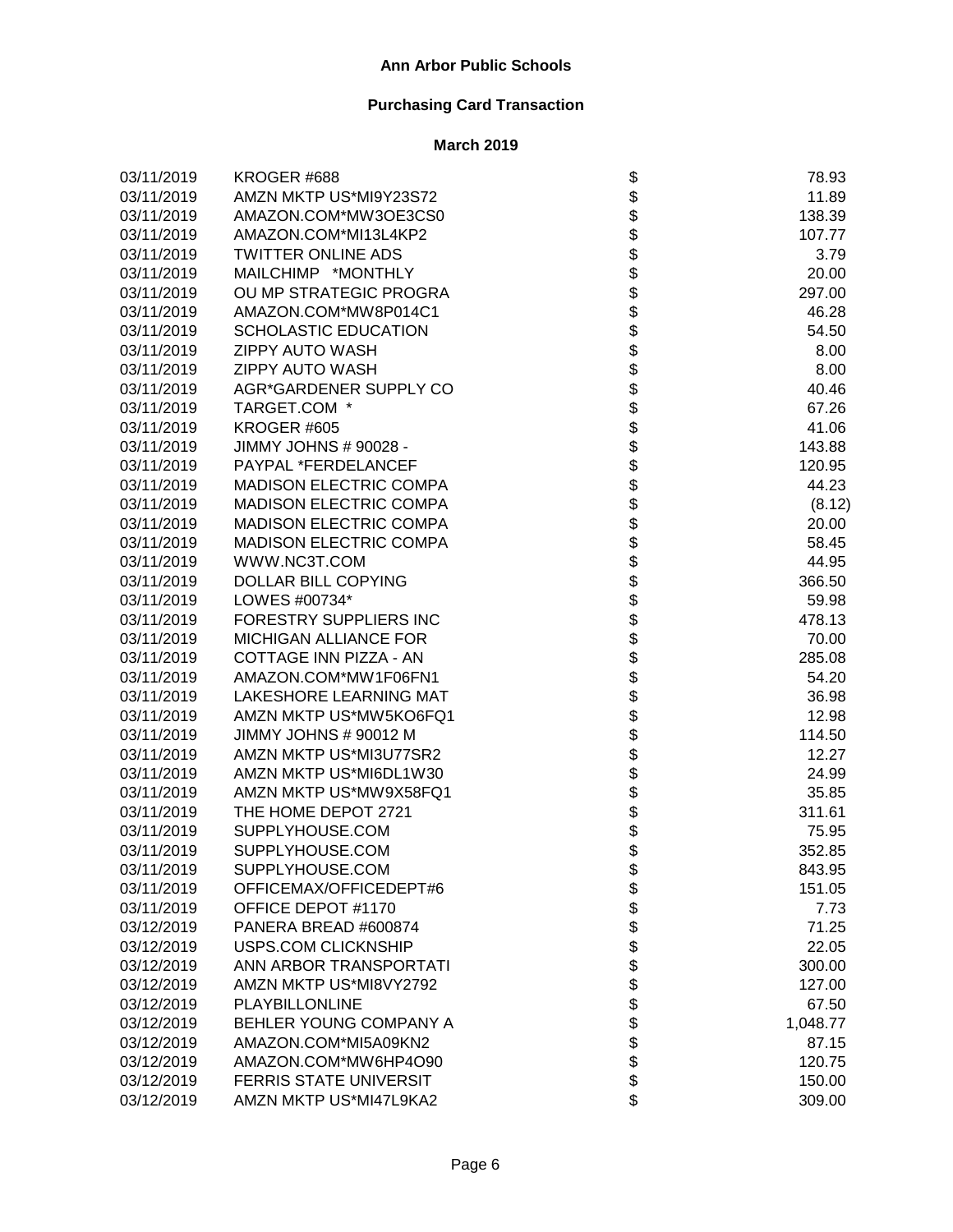# Ann Arbor Public Schools

## Purchasing Card Transaction

### March 2019

| | | | |
|---|---|---|---|
| 03/11/2019 | KROGER #688 | $ | 78.93 |
| 03/11/2019 | AMZN MKTP US*MI9Y23S72 | $ | 11.89 |
| 03/11/2019 | AMAZON.COM*MW3OE3CS0 | $ | 138.39 |
| 03/11/2019 | AMAZON.COM*MI13L4KP2 | $ | 107.77 |
| 03/11/2019 | TWITTER ONLINE ADS | $ | 3.79 |
| 03/11/2019 | MAILCHIMP *MONTHLY | $ | 20.00 |
| 03/11/2019 | OU MP STRATEGIC PROGRA | $ | 297.00 |
| 03/11/2019 | AMAZON.COM*MW8P014C1 | $ | 46.28 |
| 03/11/2019 | SCHOLASTIC EDUCATION | $ | 54.50 |
| 03/11/2019 | ZIPPY AUTO WASH | $ | 8.00 |
| 03/11/2019 | ZIPPY AUTO WASH | $ | 8.00 |
| 03/11/2019 | AGR*GARDENER SUPPLY CO | $ | 40.46 |
| 03/11/2019 | TARGET.COM * | $ | 67.26 |
| 03/11/2019 | KROGER #605 | $ | 41.06 |
| 03/11/2019 | JIMMY JOHNS # 90028 - | $ | 143.88 |
| 03/11/2019 | PAYPAL *FERDELANCEF | $ | 120.95 |
| 03/11/2019 | MADISON ELECTRIC COMPA | $ | 44.23 |
| 03/11/2019 | MADISON ELECTRIC COMPA | $ | (8.12) |
| 03/11/2019 | MADISON ELECTRIC COMPA | $ | 20.00 |
| 03/11/2019 | MADISON ELECTRIC COMPA | $ | 58.45 |
| 03/11/2019 | WWW.NC3T.COM | $ | 44.95 |
| 03/11/2019 | DOLLAR BILL COPYING | $ | 366.50 |
| 03/11/2019 | LOWES #00734* | $ | 59.98 |
| 03/11/2019 | FORESTRY SUPPLIERS INC | $ | 478.13 |
| 03/11/2019 | MICHIGAN ALLIANCE FOR | $ | 70.00 |
| 03/11/2019 | COTTAGE INN PIZZA - AN | $ | 285.08 |
| 03/11/2019 | AMAZON.COM*MW1F06FN1 | $ | 54.20 |
| 03/11/2019 | LAKESHORE LEARNING MAT | $ | 36.98 |
| 03/11/2019 | AMZN MKTP US*MW5KO6FQ1 | $ | 12.98 |
| 03/11/2019 | JIMMY JOHNS # 90012 M | $ | 114.50 |
| 03/11/2019 | AMZN MKTP US*MI3U77SR2 | $ | 12.27 |
| 03/11/2019 | AMZN MKTP US*MI6DL1W30 | $ | 24.99 |
| 03/11/2019 | AMZN MKTP US*MW9X58FQ1 | $ | 35.85 |
| 03/11/2019 | THE HOME DEPOT 2721 | $ | 311.61 |
| 03/11/2019 | SUPPLYHOUSE.COM | $ | 75.95 |
| 03/11/2019 | SUPPLYHOUSE.COM | $ | 352.85 |
| 03/11/2019 | SUPPLYHOUSE.COM | $ | 843.95 |
| 03/11/2019 | OFFICEMAX/OFFICEDEPT#6 | $ | 151.05 |
| 03/11/2019 | OFFICE DEPOT #1170 | $ | 7.73 |
| 03/12/2019 | PANERA BREAD #600874 | $ | 71.25 |
| 03/12/2019 | USPS.COM CLICKNSHIP | $ | 22.05 |
| 03/12/2019 | ANN ARBOR TRANSPORTATI | $ | 300.00 |
| 03/12/2019 | AMZN MKTP US*MI8VY2792 | $ | 127.00 |
| 03/12/2019 | PLAYBILLONLINE | $ | 67.50 |
| 03/12/2019 | BEHLER YOUNG COMPANY A | $ | 1,048.77 |
| 03/12/2019 | AMAZON.COM*MI5A09KN2 | $ | 87.15 |
| 03/12/2019 | AMAZON.COM*MW6HP4O90 | $ | 120.75 |
| 03/12/2019 | FERRIS STATE UNIVERSIT | $ | 150.00 |
| 03/12/2019 | AMZN MKTP US*MI47L9KA2 | $ | 309.00 |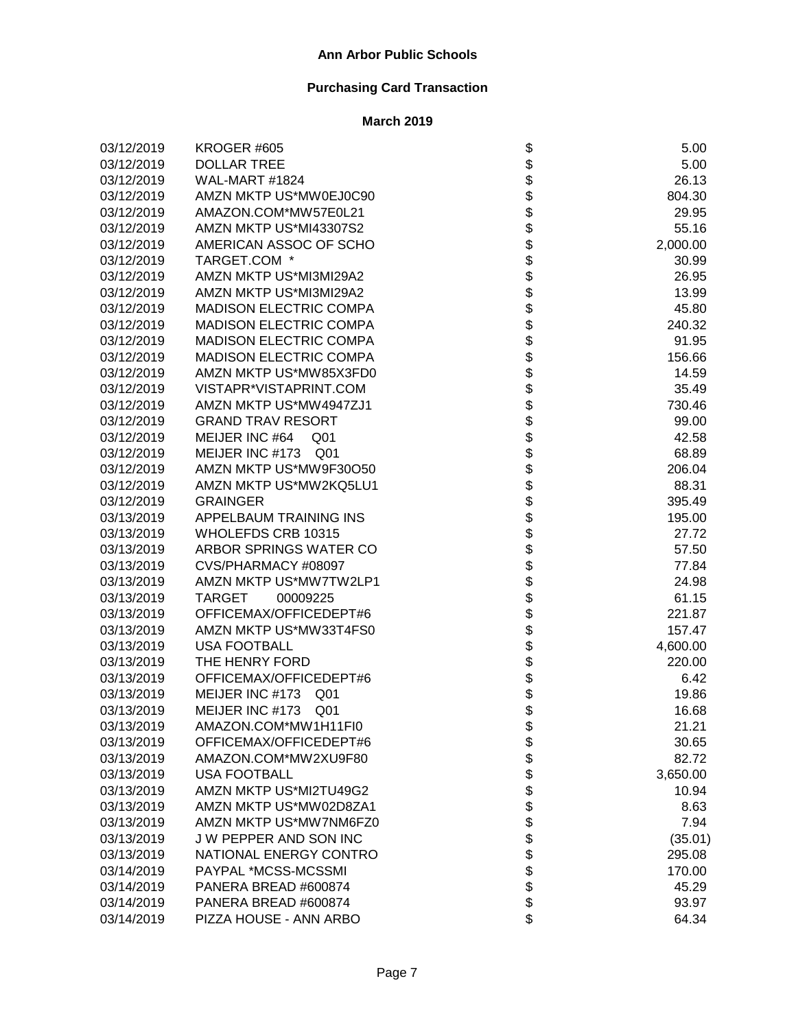# Ann Arbor Public Schools

## Purchasing Card Transaction

### March 2019

| Date | Vendor | | Amount |
|---|---|---|---|
| 03/12/2019 | KROGER #605 | $ | 5.00 |
| 03/12/2019 | DOLLAR TREE | $ | 5.00 |
| 03/12/2019 | WAL-MART #1824 | $ | 26.13 |
| 03/12/2019 | AMZN MKTP US*MW0EJ0C90 | $ | 804.30 |
| 03/12/2019 | AMAZON.COM*MW57E0L21 | $ | 29.95 |
| 03/12/2019 | AMZN MKTP US*MI43307S2 | $ | 55.16 |
| 03/12/2019 | AMERICAN ASSOC OF SCHO | $ | 2,000.00 |
| 03/12/2019 | TARGET.COM * | $ | 30.99 |
| 03/12/2019 | AMZN MKTP US*MI3MI29A2 | $ | 26.95 |
| 03/12/2019 | AMZN MKTP US*MI3MI29A2 | $ | 13.99 |
| 03/12/2019 | MADISON ELECTRIC COMPA | $ | 45.80 |
| 03/12/2019 | MADISON ELECTRIC COMPA | $ | 240.32 |
| 03/12/2019 | MADISON ELECTRIC COMPA | $ | 91.95 |
| 03/12/2019 | MADISON ELECTRIC COMPA | $ | 156.66 |
| 03/12/2019 | AMZN MKTP US*MW85X3FD0 | $ | 14.59 |
| 03/12/2019 | VISTAPR*VISTAPRINT.COM | $ | 35.49 |
| 03/12/2019 | AMZN MKTP US*MW4947ZJ1 | $ | 730.46 |
| 03/12/2019 | GRAND TRAV RESORT | $ | 99.00 |
| 03/12/2019 | MEIJER INC #64 Q01 | $ | 42.58 |
| 03/12/2019 | MEIJER INC #173 Q01 | $ | 68.89 |
| 03/12/2019 | AMZN MKTP US*MW9F30O50 | $ | 206.04 |
| 03/12/2019 | AMZN MKTP US*MW2KQ5LU1 | $ | 88.31 |
| 03/12/2019 | GRAINGER | $ | 395.49 |
| 03/13/2019 | APPELBAUM TRAINING INS | $ | 195.00 |
| 03/13/2019 | WHOLEFDS CRB 10315 | $ | 27.72 |
| 03/13/2019 | ARBOR SPRINGS WATER CO | $ | 57.50 |
| 03/13/2019 | CVS/PHARMACY #08097 | $ | 77.84 |
| 03/13/2019 | AMZN MKTP US*MW7TW2LP1 | $ | 24.98 |
| 03/13/2019 | TARGET 00009225 | $ | 61.15 |
| 03/13/2019 | OFFICEMAX/OFFICEDEPT#6 | $ | 221.87 |
| 03/13/2019 | AMZN MKTP US*MW33T4FS0 | $ | 157.47 |
| 03/13/2019 | USA FOOTBALL | $ | 4,600.00 |
| 03/13/2019 | THE HENRY FORD | $ | 220.00 |
| 03/13/2019 | OFFICEMAX/OFFICEDEPT#6 | $ | 6.42 |
| 03/13/2019 | MEIJER INC #173 Q01 | $ | 19.86 |
| 03/13/2019 | MEIJER INC #173 Q01 | $ | 16.68 |
| 03/13/2019 | AMAZON.COM*MW1H11FI0 | $ | 21.21 |
| 03/13/2019 | OFFICEMAX/OFFICEDEPT#6 | $ | 30.65 |
| 03/13/2019 | AMAZON.COM*MW2XU9F80 | $ | 82.72 |
| 03/13/2019 | USA FOOTBALL | $ | 3,650.00 |
| 03/13/2019 | AMZN MKTP US*MI2TU49G2 | $ | 10.94 |
| 03/13/2019 | AMZN MKTP US*MW02D8ZA1 | $ | 8.63 |
| 03/13/2019 | AMZN MKTP US*MW7NM6FZ0 | $ | 7.94 |
| 03/13/2019 | J W PEPPER AND SON INC | $ | (35.01) |
| 03/13/2019 | NATIONAL ENERGY CONTRO | $ | 295.08 |
| 03/14/2019 | PAYPAL *MCSS-MCSSMI | $ | 170.00 |
| 03/14/2019 | PANERA BREAD #600874 | $ | 45.29 |
| 03/14/2019 | PANERA BREAD #600874 | $ | 93.97 |
| 03/14/2019 | PIZZA HOUSE - ANN ARBO | $ | 64.34 |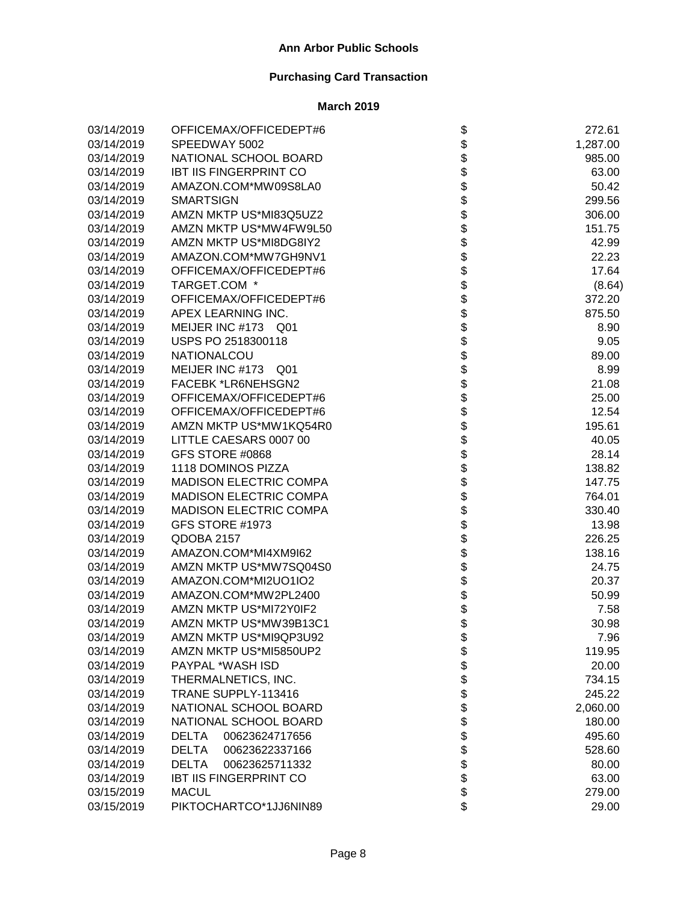# Ann Arbor Public Schools

## Purchasing Card Transaction

### March 2019

| | | | |
|---|---|---|---|
| 03/14/2019 | OFFICEMAX/OFFICEDEPT#6 | $ | 272.61 |
| 03/14/2019 | SPEEDWAY 5002 | $ | 1,287.00 |
| 03/14/2019 | NATIONAL SCHOOL BOARD | $ | 985.00 |
| 03/14/2019 | IBT IIS FINGERPRINT CO | $ | 63.00 |
| 03/14/2019 | AMAZON.COM*MW09S8LA0 | $ | 50.42 |
| 03/14/2019 | SMARTSIGN | $ | 299.56 |
| 03/14/2019 | AMZN MKTP US*MI83Q5UZ2 | $ | 306.00 |
| 03/14/2019 | AMZN MKTP US*MW4FW9L50 | $ | 151.75 |
| 03/14/2019 | AMZN MKTP US*MI8DG8IY2 | $ | 42.99 |
| 03/14/2019 | AMAZON.COM*MW7GH9NV1 | $ | 22.23 |
| 03/14/2019 | OFFICEMAX/OFFICEDEPT#6 | $ | 17.64 |
| 03/14/2019 | TARGET.COM * | $ | (8.64) |
| 03/14/2019 | OFFICEMAX/OFFICEDEPT#6 | $ | 372.20 |
| 03/14/2019 | APEX LEARNING INC. | $ | 875.50 |
| 03/14/2019 | MEIJER INC #173 Q01 | $ | 8.90 |
| 03/14/2019 | USPS PO 2518300118 | $ | 9.05 |
| 03/14/2019 | NATIONALCOU | $ | 89.00 |
| 03/14/2019 | MEIJER INC #173 Q01 | $ | 8.99 |
| 03/14/2019 | FACEBK *LR6NEHSGN2 | $ | 21.08 |
| 03/14/2019 | OFFICEMAX/OFFICEDEPT#6 | $ | 25.00 |
| 03/14/2019 | OFFICEMAX/OFFICEDEPT#6 | $ | 12.54 |
| 03/14/2019 | AMZN MKTP US*MW1KQ54R0 | $ | 195.61 |
| 03/14/2019 | LITTLE CAESARS 0007 00 | $ | 40.05 |
| 03/14/2019 | GFS STORE #0868 | $ | 28.14 |
| 03/14/2019 | 1118 DOMINOS PIZZA | $ | 138.82 |
| 03/14/2019 | MADISON ELECTRIC COMPA | $ | 147.75 |
| 03/14/2019 | MADISON ELECTRIC COMPA | $ | 764.01 |
| 03/14/2019 | MADISON ELECTRIC COMPA | $ | 330.40 |
| 03/14/2019 | GFS STORE #1973 | $ | 13.98 |
| 03/14/2019 | QDOBA 2157 | $ | 226.25 |
| 03/14/2019 | AMAZON.COM*MI4XM9I62 | $ | 138.16 |
| 03/14/2019 | AMZN MKTP US*MW7SQ04S0 | $ | 24.75 |
| 03/14/2019 | AMAZON.COM*MI2UO1IO2 | $ | 20.37 |
| 03/14/2019 | AMAZON.COM*MW2PL2400 | $ | 50.99 |
| 03/14/2019 | AMZN MKTP US*MI72Y0IF2 | $ | 7.58 |
| 03/14/2019 | AMZN MKTP US*MW39B13C1 | $ | 30.98 |
| 03/14/2019 | AMZN MKTP US*MI9QP3U92 | $ | 7.96 |
| 03/14/2019 | AMZN MKTP US*MI5850UP2 | $ | 119.95 |
| 03/14/2019 | PAYPAL *WASH ISD | $ | 20.00 |
| 03/14/2019 | THERMALNETICS, INC. | $ | 734.15 |
| 03/14/2019 | TRANE SUPPLY-113416 | $ | 245.22 |
| 03/14/2019 | NATIONAL SCHOOL BOARD | $ | 2,060.00 |
| 03/14/2019 | NATIONAL SCHOOL BOARD | $ | 180.00 |
| 03/14/2019 | DELTA 00623624717656 | $ | 495.60 |
| 03/14/2019 | DELTA 00623622337166 | $ | 528.60 |
| 03/14/2019 | DELTA 00623625711332 | $ | 80.00 |
| 03/14/2019 | IBT IIS FINGERPRINT CO | $ | 63.00 |
| 03/15/2019 | MACUL | $ | 279.00 |
| 03/15/2019 | PIKTOCHARTCO*1JJ6NIN89 | $ | 29.00 |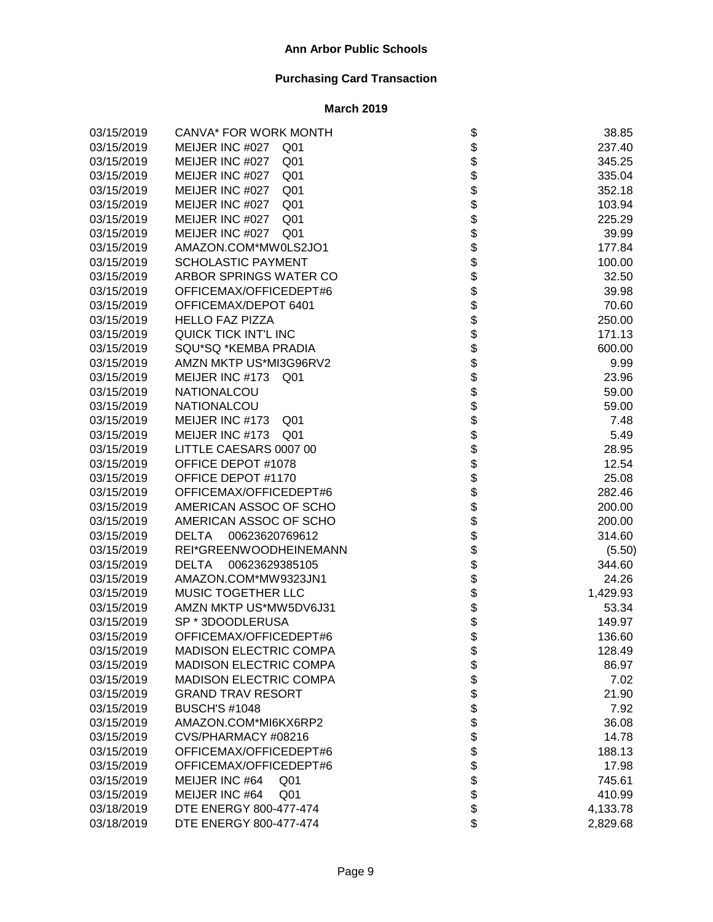# Ann Arbor Public Schools

## Purchasing Card Transaction

### March 2019

| Date | Vendor | | Amount |
|---|---|---|---|
| 03/15/2019 | CANVA* FOR WORK MONTH | $ | 38.85 |
| 03/15/2019 | MEIJER INC #027 Q01 | $ | 237.40 |
| 03/15/2019 | MEIJER INC #027 Q01 | $ | 345.25 |
| 03/15/2019 | MEIJER INC #027 Q01 | $ | 335.04 |
| 03/15/2019 | MEIJER INC #027 Q01 | $ | 352.18 |
| 03/15/2019 | MEIJER INC #027 Q01 | $ | 103.94 |
| 03/15/2019 | MEIJER INC #027 Q01 | $ | 225.29 |
| 03/15/2019 | MEIJER INC #027 Q01 | $ | 39.99 |
| 03/15/2019 | AMAZON.COM*MW0LS2JO1 | $ | 177.84 |
| 03/15/2019 | SCHOLASTIC PAYMENT | $ | 100.00 |
| 03/15/2019 | ARBOR SPRINGS WATER CO | $ | 32.50 |
| 03/15/2019 | OFFICEMAX/OFFICEDEPT#6 | $ | 39.98 |
| 03/15/2019 | OFFICEMAX/DEPOT 6401 | $ | 70.60 |
| 03/15/2019 | HELLO FAZ PIZZA | $ | 250.00 |
| 03/15/2019 | QUICK TICK INT'L INC | $ | 171.13 |
| 03/15/2019 | SQU*SQ *KEMBA PRADIA | $ | 600.00 |
| 03/15/2019 | AMZN MKTP US*MI3G96RV2 | $ | 9.99 |
| 03/15/2019 | MEIJER INC #173 Q01 | $ | 23.96 |
| 03/15/2019 | NATIONALCOU | $ | 59.00 |
| 03/15/2019 | NATIONALCOU | $ | 59.00 |
| 03/15/2019 | MEIJER INC #173 Q01 | $ | 7.48 |
| 03/15/2019 | MEIJER INC #173 Q01 | $ | 5.49 |
| 03/15/2019 | LITTLE CAESARS 0007 00 | $ | 28.95 |
| 03/15/2019 | OFFICE DEPOT #1078 | $ | 12.54 |
| 03/15/2019 | OFFICE DEPOT #1170 | $ | 25.08 |
| 03/15/2019 | OFFICEMAX/OFFICEDEPT#6 | $ | 282.46 |
| 03/15/2019 | AMERICAN ASSOC OF SCHO | $ | 200.00 |
| 03/15/2019 | AMERICAN ASSOC OF SCHO | $ | 200.00 |
| 03/15/2019 | DELTA 00623620769612 | $ | 314.60 |
| 03/15/2019 | REI*GREENWOODHEINEMANN | $ | (5.50) |
| 03/15/2019 | DELTA 00623629385105 | $ | 344.60 |
| 03/15/2019 | AMAZON.COM*MW9323JN1 | $ | 24.26 |
| 03/15/2019 | MUSIC TOGETHER LLC | $ | 1,429.93 |
| 03/15/2019 | AMZN MKTP US*MW5DV6J31 | $ | 53.34 |
| 03/15/2019 | SP * 3DOODLERUSA | $ | 149.97 |
| 03/15/2019 | OFFICEMAX/OFFICEDEPT#6 | $ | 136.60 |
| 03/15/2019 | MADISON ELECTRIC COMPA | $ | 128.49 |
| 03/15/2019 | MADISON ELECTRIC COMPA | $ | 86.97 |
| 03/15/2019 | MADISON ELECTRIC COMPA | $ | 7.02 |
| 03/15/2019 | GRAND TRAV RESORT | $ | 21.90 |
| 03/15/2019 | BUSCH'S #1048 | $ | 7.92 |
| 03/15/2019 | AMAZON.COM*MI6KX6RP2 | $ | 36.08 |
| 03/15/2019 | CVS/PHARMACY #08216 | $ | 14.78 |
| 03/15/2019 | OFFICEMAX/OFFICEDEPT#6 | $ | 188.13 |
| 03/15/2019 | OFFICEMAX/OFFICEDEPT#6 | $ | 17.98 |
| 03/15/2019 | MEIJER INC #64 Q01 | $ | 745.61 |
| 03/15/2019 | MEIJER INC #64 Q01 | $ | 410.99 |
| 03/18/2019 | DTE ENERGY 800-477-474 | $ | 4,133.78 |
| 03/18/2019 | DTE ENERGY 800-477-474 | $ | 2,829.68 |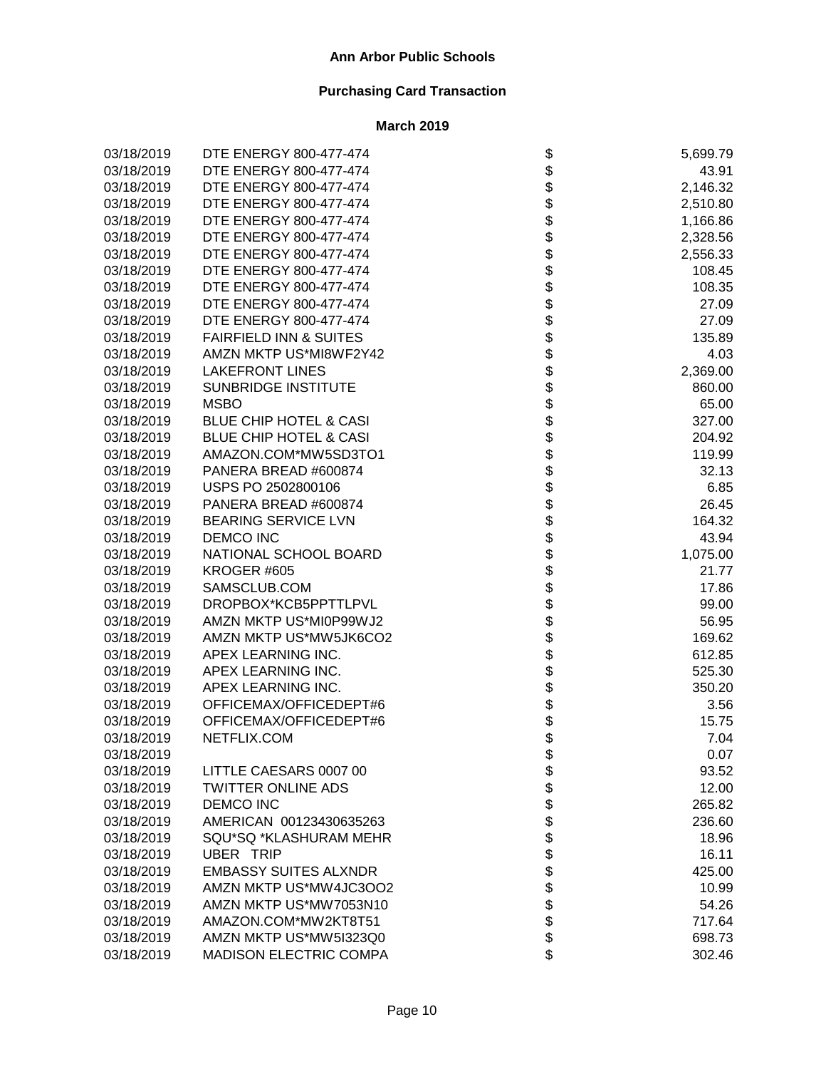# Ann Arbor Public Schools

## Purchasing Card Transaction

### March 2019

| Date | Vendor | | Amount |
|---|---|---|---|
| 03/18/2019 | DTE ENERGY 800-477-474 | $ | 5,699.79 |
| 03/18/2019 | DTE ENERGY 800-477-474 | $ | 43.91 |
| 03/18/2019 | DTE ENERGY 800-477-474 | $ | 2,146.32 |
| 03/18/2019 | DTE ENERGY 800-477-474 | $ | 2,510.80 |
| 03/18/2019 | DTE ENERGY 800-477-474 | $ | 1,166.86 |
| 03/18/2019 | DTE ENERGY 800-477-474 | $ | 2,328.56 |
| 03/18/2019 | DTE ENERGY 800-477-474 | $ | 2,556.33 |
| 03/18/2019 | DTE ENERGY 800-477-474 | $ | 108.45 |
| 03/18/2019 | DTE ENERGY 800-477-474 | $ | 108.35 |
| 03/18/2019 | DTE ENERGY 800-477-474 | $ | 27.09 |
| 03/18/2019 | DTE ENERGY 800-477-474 | $ | 27.09 |
| 03/18/2019 | FAIRFIELD INN & SUITES | $ | 135.89 |
| 03/18/2019 | AMZN MKTP US*MI8WF2Y42 | $ | 4.03 |
| 03/18/2019 | LAKEFRONT LINES | $ | 2,369.00 |
| 03/18/2019 | SUNBRIDGE INSTITUTE | $ | 860.00 |
| 03/18/2019 | MSBO | $ | 65.00 |
| 03/18/2019 | BLUE CHIP HOTEL & CASI | $ | 327.00 |
| 03/18/2019 | BLUE CHIP HOTEL & CASI | $ | 204.92 |
| 03/18/2019 | AMAZON.COM*MW5SD3TO1 | $ | 119.99 |
| 03/18/2019 | PANERA BREAD #600874 | $ | 32.13 |
| 03/18/2019 | USPS PO 2502800106 | $ | 6.85 |
| 03/18/2019 | PANERA BREAD #600874 | $ | 26.45 |
| 03/18/2019 | BEARING SERVICE LVN | $ | 164.32 |
| 03/18/2019 | DEMCO INC | $ | 43.94 |
| 03/18/2019 | NATIONAL SCHOOL BOARD | $ | 1,075.00 |
| 03/18/2019 | KROGER #605 | $ | 21.77 |
| 03/18/2019 | SAMSCLUB.COM | $ | 17.86 |
| 03/18/2019 | DROPBOX*KCB5PPTTLPVL | $ | 99.00 |
| 03/18/2019 | AMZN MKTP US*MI0P99WJ2 | $ | 56.95 |
| 03/18/2019 | AMZN MKTP US*MW5JK6CO2 | $ | 169.62 |
| 03/18/2019 | APEX LEARNING INC. | $ | 612.85 |
| 03/18/2019 | APEX LEARNING INC. | $ | 525.30 |
| 03/18/2019 | APEX LEARNING INC. | $ | 350.20 |
| 03/18/2019 | OFFICEMAX/OFFICEDEPT#6 | $ | 3.56 |
| 03/18/2019 | OFFICEMAX/OFFICEDEPT#6 | $ | 15.75 |
| 03/18/2019 | NETFLIX.COM | $ | 7.04 |
| 03/18/2019 | | $ | 0.07 |
| 03/18/2019 | LITTLE CAESARS 0007 00 | $ | 93.52 |
| 03/18/2019 | TWITTER ONLINE ADS | $ | 12.00 |
| 03/18/2019 | DEMCO INC | $ | 265.82 |
| 03/18/2019 | AMERICAN 00123430635263 | $ | 236.60 |
| 03/18/2019 | SQU*SQ *KLASHURAM MEHR | $ | 18.96 |
| 03/18/2019 | UBER TRIP | $ | 16.11 |
| 03/18/2019 | EMBASSY SUITES ALXNDR | $ | 425.00 |
| 03/18/2019 | AMZN MKTP US*MW4JC3OO2 | $ | 10.99 |
| 03/18/2019 | AMZN MKTP US*MW7053N10 | $ | 54.26 |
| 03/18/2019 | AMAZON.COM*MW2KT8T51 | $ | 717.64 |
| 03/18/2019 | AMZN MKTP US*MW5I323Q0 | $ | 698.73 |
| 03/18/2019 | MADISON ELECTRIC COMPA | $ | 302.46 |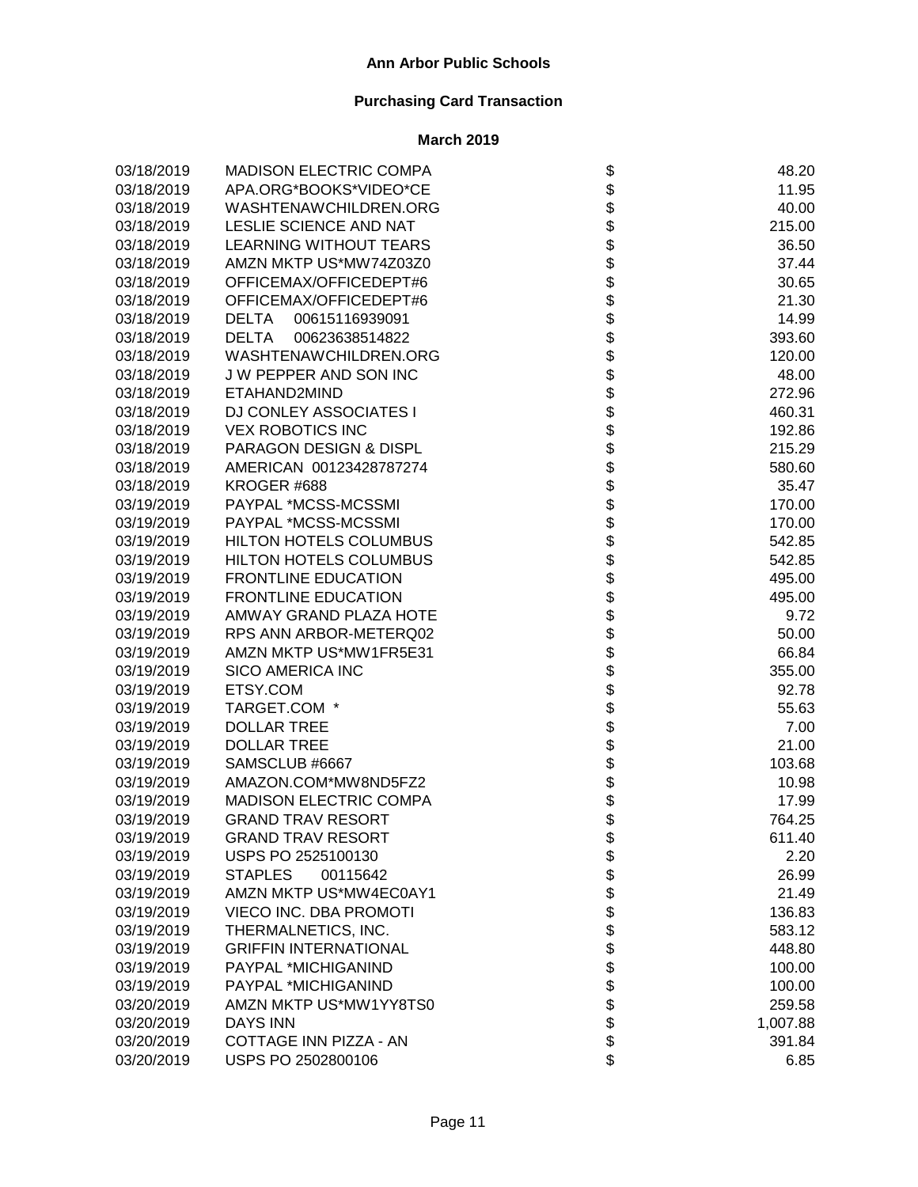# Ann Arbor Public Schools

## Purchasing Card Transaction

### March 2019

| Date | Vendor | | Amount |
|---|---|---|---|
| 03/18/2019 | MADISON ELECTRIC COMPA | $ | 48.20 |
| 03/18/2019 | APA.ORG*BOOKS*VIDEO*CE | $ | 11.95 |
| 03/18/2019 | WASHTENAWCHILDREN.ORG | $ | 40.00 |
| 03/18/2019 | LESLIE SCIENCE AND NAT | $ | 215.00 |
| 03/18/2019 | LEARNING WITHOUT TEARS | $ | 36.50 |
| 03/18/2019 | AMZN MKTP US*MW74Z03Z0 | $ | 37.44 |
| 03/18/2019 | OFFICEMAX/OFFICEDEPT#6 | $ | 30.65 |
| 03/18/2019 | OFFICEMAX/OFFICEDEPT#6 | $ | 21.30 |
| 03/18/2019 | DELTA 00615116939091 | $ | 14.99 |
| 03/18/2019 | DELTA 00623638514822 | $ | 393.60 |
| 03/18/2019 | WASHTENAWCHILDREN.ORG | $ | 120.00 |
| 03/18/2019 | J W PEPPER AND SON INC | $ | 48.00 |
| 03/18/2019 | ETAHAND2MIND | $ | 272.96 |
| 03/18/2019 | DJ CONLEY ASSOCIATES I | $ | 460.31 |
| 03/18/2019 | VEX ROBOTICS INC | $ | 192.86 |
| 03/18/2019 | PARAGON DESIGN & DISPL | $ | 215.29 |
| 03/18/2019 | AMERICAN 00123428787274 | $ | 580.60 |
| 03/18/2019 | KROGER #688 | $ | 35.47 |
| 03/19/2019 | PAYPAL *MCSS-MCSSMI | $ | 170.00 |
| 03/19/2019 | PAYPAL *MCSS-MCSSMI | $ | 170.00 |
| 03/19/2019 | HILTON HOTELS COLUMBUS | $ | 542.85 |
| 03/19/2019 | HILTON HOTELS COLUMBUS | $ | 542.85 |
| 03/19/2019 | FRONTLINE EDUCATION | $ | 495.00 |
| 03/19/2019 | FRONTLINE EDUCATION | $ | 495.00 |
| 03/19/2019 | AMWAY GRAND PLAZA HOTE | $ | 9.72 |
| 03/19/2019 | RPS ANN ARBOR-METERQ02 | $ | 50.00 |
| 03/19/2019 | AMZN MKTP US*MW1FR5E31 | $ | 66.84 |
| 03/19/2019 | SICO AMERICA INC | $ | 355.00 |
| 03/19/2019 | ETSY.COM | $ | 92.78 |
| 03/19/2019 | TARGET.COM * | $ | 55.63 |
| 03/19/2019 | DOLLAR TREE | $ | 7.00 |
| 03/19/2019 | DOLLAR TREE | $ | 21.00 |
| 03/19/2019 | SAMSCLUB #6667 | $ | 103.68 |
| 03/19/2019 | AMAZON.COM*MW8ND5FZ2 | $ | 10.98 |
| 03/19/2019 | MADISON ELECTRIC COMPA | $ | 17.99 |
| 03/19/2019 | GRAND TRAV RESORT | $ | 764.25 |
| 03/19/2019 | GRAND TRAV RESORT | $ | 611.40 |
| 03/19/2019 | USPS PO 2525100130 | $ | 2.20 |
| 03/19/2019 | STAPLES 00115642 | $ | 26.99 |
| 03/19/2019 | AMZN MKTP US*MW4EC0AY1 | $ | 21.49 |
| 03/19/2019 | VIECO INC. DBA PROMOTI | $ | 136.83 |
| 03/19/2019 | THERMALNETICS, INC. | $ | 583.12 |
| 03/19/2019 | GRIFFIN INTERNATIONAL | $ | 448.80 |
| 03/19/2019 | PAYPAL *MICHIGANIND | $ | 100.00 |
| 03/19/2019 | PAYPAL *MICHIGANIND | $ | 100.00 |
| 03/20/2019 | AMZN MKTP US*MW1YY8TS0 | $ | 259.58 |
| 03/20/2019 | DAYS INN | $ | 1,007.88 |
| 03/20/2019 | COTTAGE INN PIZZA - AN | $ | 391.84 |
| 03/20/2019 | USPS PO 2502800106 | $ | 6.85 |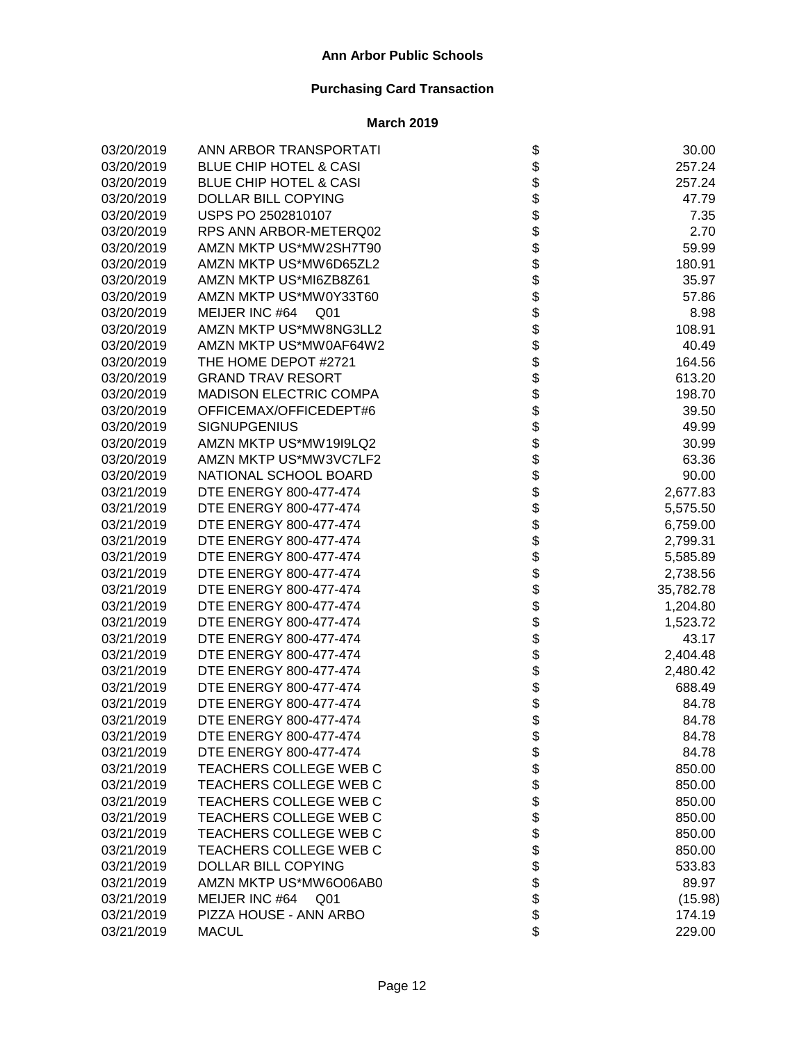**Ann Arbor Public Schools**

**Purchasing Card Transaction**

**March 2019**

| Date | Vendor | | Amount |
|---|---|---|---|
| 03/20/2019 | ANN ARBOR TRANSPORTATI | $ | 30.00 |
| 03/20/2019 | BLUE CHIP HOTEL & CASI | $ | 257.24 |
| 03/20/2019 | BLUE CHIP HOTEL & CASI | $ | 257.24 |
| 03/20/2019 | DOLLAR BILL COPYING | $ | 47.79 |
| 03/20/2019 | USPS PO 2502810107 | $ | 7.35 |
| 03/20/2019 | RPS ANN ARBOR-METERQ02 | $ | 2.70 |
| 03/20/2019 | AMZN MKTP US*MW2SH7T90 | $ | 59.99 |
| 03/20/2019 | AMZN MKTP US*MW6D65ZL2 | $ | 180.91 |
| 03/20/2019 | AMZN MKTP US*MI6ZB8Z61 | $ | 35.97 |
| 03/20/2019 | AMZN MKTP US*MW0Y33T60 | $ | 57.86 |
| 03/20/2019 | MEIJER INC #64 Q01 | $ | 8.98 |
| 03/20/2019 | AMZN MKTP US*MW8NG3LL2 | $ | 108.91 |
| 03/20/2019 | AMZN MKTP US*MW0AF64W2 | $ | 40.49 |
| 03/20/2019 | THE HOME DEPOT #2721 | $ | 164.56 |
| 03/20/2019 | GRAND TRAV RESORT | $ | 613.20 |
| 03/20/2019 | MADISON ELECTRIC COMPA | $ | 198.70 |
| 03/20/2019 | OFFICEMAX/OFFICEDEPT#6 | $ | 39.50 |
| 03/20/2019 | SIGNUPGENIUS | $ | 49.99 |
| 03/20/2019 | AMZN MKTP US*MW19I9LQ2 | $ | 30.99 |
| 03/20/2019 | AMZN MKTP US*MW3VC7LF2 | $ | 63.36 |
| 03/20/2019 | NATIONAL SCHOOL BOARD | $ | 90.00 |
| 03/21/2019 | DTE ENERGY 800-477-474 | $ | 2,677.83 |
| 03/21/2019 | DTE ENERGY 800-477-474 | $ | 5,575.50 |
| 03/21/2019 | DTE ENERGY 800-477-474 | $ | 6,759.00 |
| 03/21/2019 | DTE ENERGY 800-477-474 | $ | 2,799.31 |
| 03/21/2019 | DTE ENERGY 800-477-474 | $ | 5,585.89 |
| 03/21/2019 | DTE ENERGY 800-477-474 | $ | 2,738.56 |
| 03/21/2019 | DTE ENERGY 800-477-474 | $ | 35,782.78 |
| 03/21/2019 | DTE ENERGY 800-477-474 | $ | 1,204.80 |
| 03/21/2019 | DTE ENERGY 800-477-474 | $ | 1,523.72 |
| 03/21/2019 | DTE ENERGY 800-477-474 | $ | 43.17 |
| 03/21/2019 | DTE ENERGY 800-477-474 | $ | 2,404.48 |
| 03/21/2019 | DTE ENERGY 800-477-474 | $ | 2,480.42 |
| 03/21/2019 | DTE ENERGY 800-477-474 | $ | 688.49 |
| 03/21/2019 | DTE ENERGY 800-477-474 | $ | 84.78 |
| 03/21/2019 | DTE ENERGY 800-477-474 | $ | 84.78 |
| 03/21/2019 | DTE ENERGY 800-477-474 | $ | 84.78 |
| 03/21/2019 | DTE ENERGY 800-477-474 | $ | 84.78 |
| 03/21/2019 | TEACHERS COLLEGE WEB C | $ | 850.00 |
| 03/21/2019 | TEACHERS COLLEGE WEB C | $ | 850.00 |
| 03/21/2019 | TEACHERS COLLEGE WEB C | $ | 850.00 |
| 03/21/2019 | TEACHERS COLLEGE WEB C | $ | 850.00 |
| 03/21/2019 | TEACHERS COLLEGE WEB C | $ | 850.00 |
| 03/21/2019 | TEACHERS COLLEGE WEB C | $ | 850.00 |
| 03/21/2019 | DOLLAR BILL COPYING | $ | 533.83 |
| 03/21/2019 | AMZN MKTP US*MW6O06AB0 | $ | 89.97 |
| 03/21/2019 | MEIJER INC #64 Q01 | $ | (15.98) |
| 03/21/2019 | PIZZA HOUSE - ANN ARBO | $ | 174.19 |
| 03/21/2019 | MACUL | $ | 229.00 |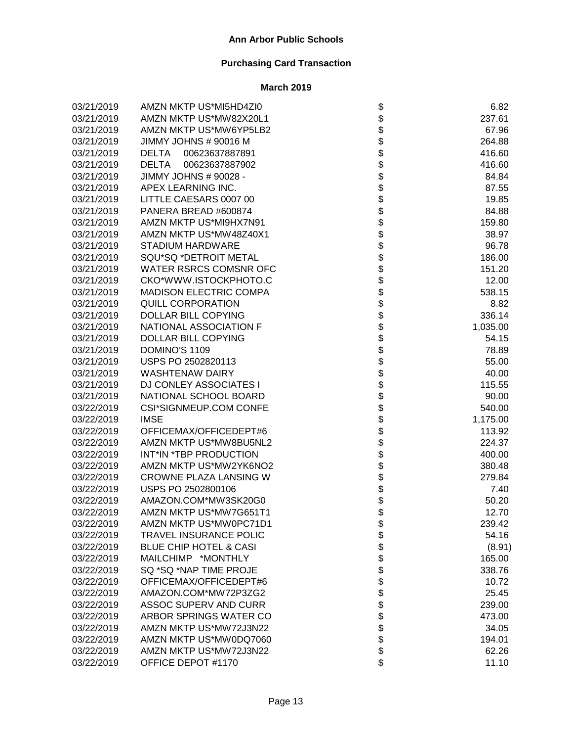**Ann Arbor Public Schools**

**Purchasing Card Transaction**

**March 2019**

| | | | |
|---|---|---|---|
| 03/21/2019 | AMZN MKTP US*MI5HD4ZI0 | $ | 6.82 |
| 03/21/2019 | AMZN MKTP US*MW82X20L1 | $ | 237.61 |
| 03/21/2019 | AMZN MKTP US*MW6YP5LB2 | $ | 67.96 |
| 03/21/2019 | JIMMY JOHNS # 90016 M | $ | 264.88 |
| 03/21/2019 | DELTA 00623637887891 | $ | 416.60 |
| 03/21/2019 | DELTA 00623637887902 | $ | 416.60 |
| 03/21/2019 | JIMMY JOHNS # 90028 - | $ | 84.84 |
| 03/21/2019 | APEX LEARNING INC. | $ | 87.55 |
| 03/21/2019 | LITTLE CAESARS 0007 00 | $ | 19.85 |
| 03/21/2019 | PANERA BREAD #600874 | $ | 84.88 |
| 03/21/2019 | AMZN MKTP US*MI9HX7N91 | $ | 159.80 |
| 03/21/2019 | AMZN MKTP US*MW48Z40X1 | $ | 38.97 |
| 03/21/2019 | STADIUM HARDWARE | $ | 96.78 |
| 03/21/2019 | SQU*SQ *DETROIT METAL | $ | 186.00 |
| 03/21/2019 | WATER RSRCS COMSNR OFC | $ | 151.20 |
| 03/21/2019 | CKO*WWW.ISTOCKPHOTO.C | $ | 12.00 |
| 03/21/2019 | MADISON ELECTRIC COMPA | $ | 538.15 |
| 03/21/2019 | QUILL CORPORATION | $ | 8.82 |
| 03/21/2019 | DOLLAR BILL COPYING | $ | 336.14 |
| 03/21/2019 | NATIONAL ASSOCIATION F | $ | 1,035.00 |
| 03/21/2019 | DOLLAR BILL COPYING | $ | 54.15 |
| 03/21/2019 | DOMINO'S 1109 | $ | 78.89 |
| 03/21/2019 | USPS PO 2502820113 | $ | 55.00 |
| 03/21/2019 | WASHTENAW DAIRY | $ | 40.00 |
| 03/21/2019 | DJ CONLEY ASSOCIATES I | $ | 115.55 |
| 03/21/2019 | NATIONAL SCHOOL BOARD | $ | 90.00 |
| 03/22/2019 | CSI*SIGNMEUP.COM CONFE | $ | 540.00 |
| 03/22/2019 | IMSE | $ | 1,175.00 |
| 03/22/2019 | OFFICEMAX/OFFICEDEPT#6 | $ | 113.92 |
| 03/22/2019 | AMZN MKTP US*MW8BU5NL2 | $ | 224.37 |
| 03/22/2019 | INT*IN *TBP PRODUCTION | $ | 400.00 |
| 03/22/2019 | AMZN MKTP US*MW2YK6NO2 | $ | 380.48 |
| 03/22/2019 | CROWNE PLAZA LANSING W | $ | 279.84 |
| 03/22/2019 | USPS PO 2502800106 | $ | 7.40 |
| 03/22/2019 | AMAZON.COM*MW3SK20G0 | $ | 50.20 |
| 03/22/2019 | AMZN MKTP US*MW7G651T1 | $ | 12.70 |
| 03/22/2019 | AMZN MKTP US*MW0PC71D1 | $ | 239.42 |
| 03/22/2019 | TRAVEL INSURANCE POLIC | $ | 54.16 |
| 03/22/2019 | BLUE CHIP HOTEL & CASI | $ | (8.91) |
| 03/22/2019 | MAILCHIMP *MONTHLY | $ | 165.00 |
| 03/22/2019 | SQ *SQ *NAP TIME PROJE | $ | 338.76 |
| 03/22/2019 | OFFICEMAX/OFFICEDEPT#6 | $ | 10.72 |
| 03/22/2019 | AMAZON.COM*MW72P3ZG2 | $ | 25.45 |
| 03/22/2019 | ASSOC SUPERV AND CURR | $ | 239.00 |
| 03/22/2019 | ARBOR SPRINGS WATER CO | $ | 473.00 |
| 03/22/2019 | AMZN MKTP US*MW72J3N22 | $ | 34.05 |
| 03/22/2019 | AMZN MKTP US*MW0DQ7060 | $ | 194.01 |
| 03/22/2019 | AMZN MKTP US*MW72J3N22 | $ | 62.26 |
| 03/22/2019 | OFFICE DEPOT #1170 | $ | 11.10 |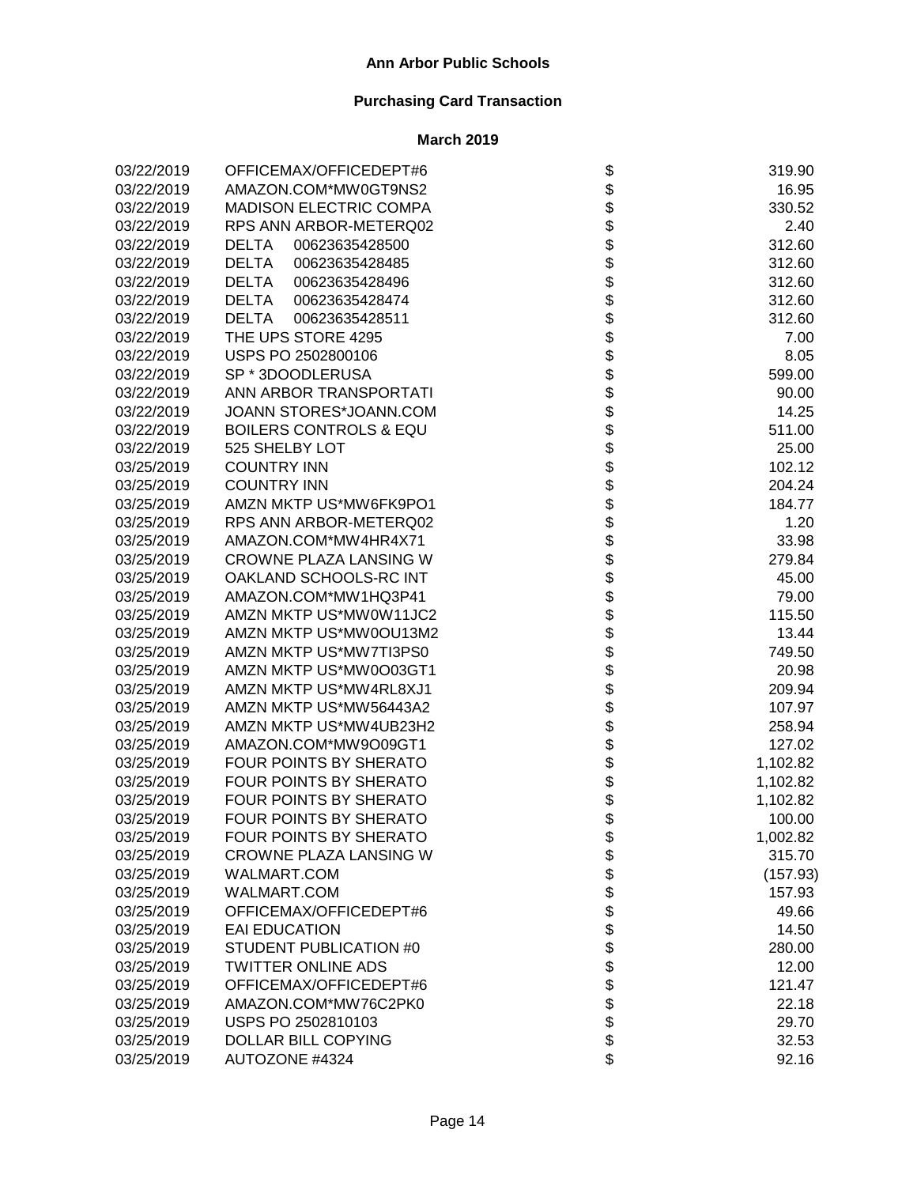**Ann Arbor Public Schools**

**Purchasing Card Transaction**

**March 2019**

| | | | |
|---|---|---|---|
| 03/22/2019 | OFFICEMAX/OFFICEDEPT#6 | $ | 319.90 |
| 03/22/2019 | AMAZON.COM*MW0GT9NS2 | $ | 16.95 |
| 03/22/2019 | MADISON ELECTRIC COMPA | $ | 330.52 |
| 03/22/2019 | RPS ANN ARBOR-METERQ02 | $ | 2.40 |
| 03/22/2019 | DELTA 00623635428500 | $ | 312.60 |
| 03/22/2019 | DELTA 00623635428485 | $ | 312.60 |
| 03/22/2019 | DELTA 00623635428496 | $ | 312.60 |
| 03/22/2019 | DELTA 00623635428474 | $ | 312.60 |
| 03/22/2019 | DELTA 00623635428511 | $ | 312.60 |
| 03/22/2019 | THE UPS STORE 4295 | $ | 7.00 |
| 03/22/2019 | USPS PO 2502800106 | $ | 8.05 |
| 03/22/2019 | SP * 3DOODLERUSA | $ | 599.00 |
| 03/22/2019 | ANN ARBOR TRANSPORTATI | $ | 90.00 |
| 03/22/2019 | JOANN STORES*JOANN.COM | $ | 14.25 |
| 03/22/2019 | BOILERS CONTROLS & EQU | $ | 511.00 |
| 03/22/2019 | 525 SHELBY LOT | $ | 25.00 |
| 03/25/2019 | COUNTRY INN | $ | 102.12 |
| 03/25/2019 | COUNTRY INN | $ | 204.24 |
| 03/25/2019 | AMZN MKTP US*MW6FK9PO1 | $ | 184.77 |
| 03/25/2019 | RPS ANN ARBOR-METERQ02 | $ | 1.20 |
| 03/25/2019 | AMAZON.COM*MW4HR4X71 | $ | 33.98 |
| 03/25/2019 | CROWNE PLAZA LANSING W | $ | 279.84 |
| 03/25/2019 | OAKLAND SCHOOLS-RC INT | $ | 45.00 |
| 03/25/2019 | AMAZON.COM*MW1HQ3P41 | $ | 79.00 |
| 03/25/2019 | AMZN MKTP US*MW0W11JC2 | $ | 115.50 |
| 03/25/2019 | AMZN MKTP US*MW0OU13M2 | $ | 13.44 |
| 03/25/2019 | AMZN MKTP US*MW7TI3PS0 | $ | 749.50 |
| 03/25/2019 | AMZN MKTP US*MW0O03GT1 | $ | 20.98 |
| 03/25/2019 | AMZN MKTP US*MW4RL8XJ1 | $ | 209.94 |
| 03/25/2019 | AMZN MKTP US*MW56443A2 | $ | 107.97 |
| 03/25/2019 | AMZN MKTP US*MW4UB23H2 | $ | 258.94 |
| 03/25/2019 | AMAZON.COM*MW9O09GT1 | $ | 127.02 |
| 03/25/2019 | FOUR POINTS BY SHERATO | $ | 1,102.82 |
| 03/25/2019 | FOUR POINTS BY SHERATO | $ | 1,102.82 |
| 03/25/2019 | FOUR POINTS BY SHERATO | $ | 1,102.82 |
| 03/25/2019 | FOUR POINTS BY SHERATO | $ | 100.00 |
| 03/25/2019 | FOUR POINTS BY SHERATO | $ | 1,002.82 |
| 03/25/2019 | CROWNE PLAZA LANSING W | $ | 315.70 |
| 03/25/2019 | WALMART.COM | $ | (157.93) |
| 03/25/2019 | WALMART.COM | $ | 157.93 |
| 03/25/2019 | OFFICEMAX/OFFICEDEPT#6 | $ | 49.66 |
| 03/25/2019 | EAI EDUCATION | $ | 14.50 |
| 03/25/2019 | STUDENT PUBLICATION #0 | $ | 280.00 |
| 03/25/2019 | TWITTER ONLINE ADS | $ | 12.00 |
| 03/25/2019 | OFFICEMAX/OFFICEDEPT#6 | $ | 121.47 |
| 03/25/2019 | AMAZON.COM*MW76C2PK0 | $ | 22.18 |
| 03/25/2019 | USPS PO 2502810103 | $ | 29.70 |
| 03/25/2019 | DOLLAR BILL COPYING | $ | 32.53 |
| 03/25/2019 | AUTOZONE #4324 | $ | 92.16 |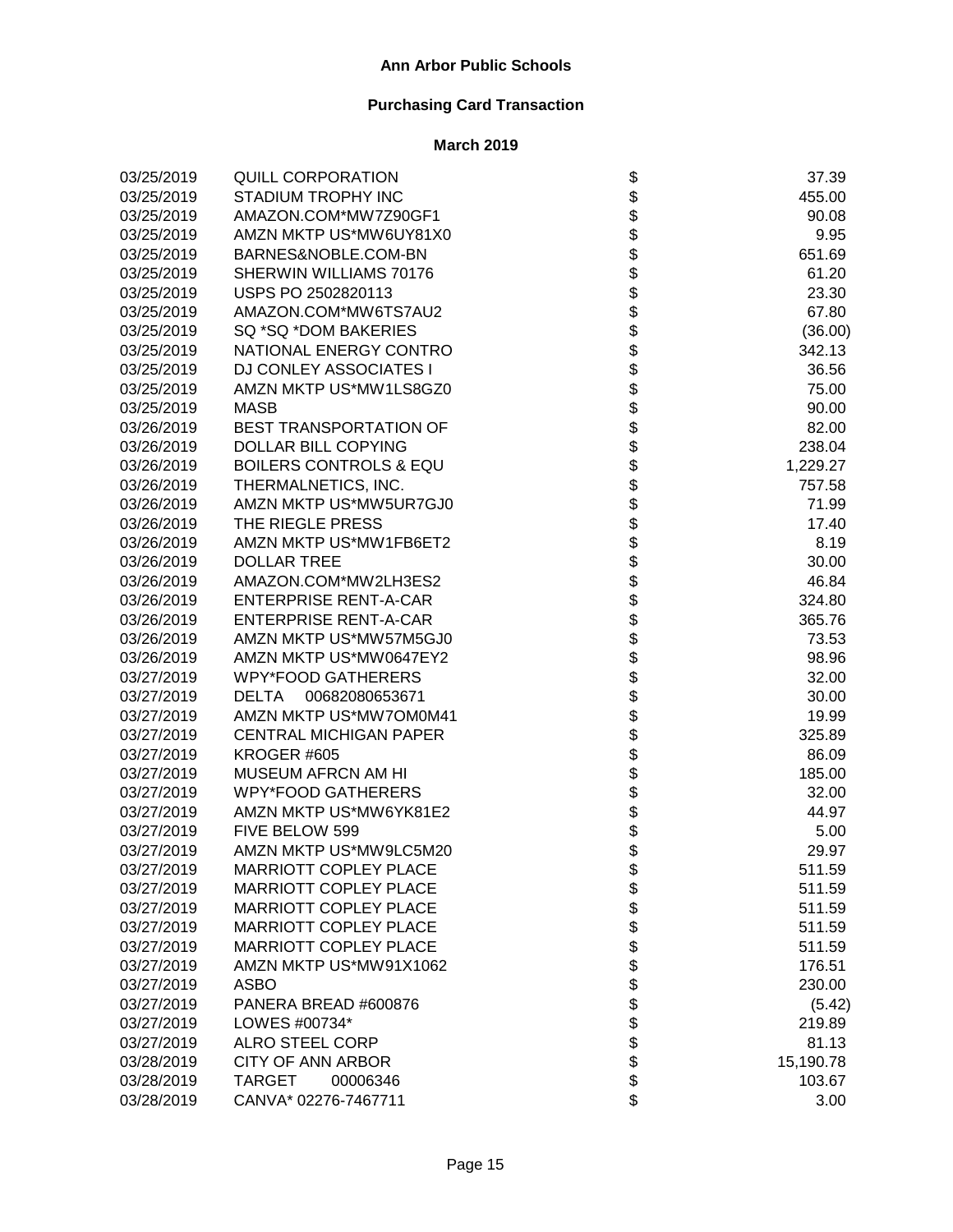**Ann Arbor Public Schools**

**Purchasing Card Transaction**

**March 2019**

| | | | |
|---|---|---|---|
| 03/25/2019 | QUILL CORPORATION | $ | 37.39 |
| 03/25/2019 | STADIUM TROPHY INC | $ | 455.00 |
| 03/25/2019 | AMAZON.COM*MW7Z90GF1 | $ | 90.08 |
| 03/25/2019 | AMZN MKTP US*MW6UY81X0 | $ | 9.95 |
| 03/25/2019 | BARNES&NOBLE.COM-BN | $ | 651.69 |
| 03/25/2019 | SHERWIN WILLIAMS 70176 | $ | 61.20 |
| 03/25/2019 | USPS PO 2502820113 | $ | 23.30 |
| 03/25/2019 | AMAZON.COM*MW6TS7AU2 | $ | 67.80 |
| 03/25/2019 | SQ *SQ *DOM BAKERIES | $ | (36.00) |
| 03/25/2019 | NATIONAL ENERGY CONTRO | $ | 342.13 |
| 03/25/2019 | DJ CONLEY ASSOCIATES I | $ | 36.56 |
| 03/25/2019 | AMZN MKTP US*MW1LS8GZ0 | $ | 75.00 |
| 03/25/2019 | MASB | $ | 90.00 |
| 03/26/2019 | BEST TRANSPORTATION OF | $ | 82.00 |
| 03/26/2019 | DOLLAR BILL COPYING | $ | 238.04 |
| 03/26/2019 | BOILERS CONTROLS & EQU | $ | 1,229.27 |
| 03/26/2019 | THERMALNETICS, INC. | $ | 757.58 |
| 03/26/2019 | AMZN MKTP US*MW5UR7GJ0 | $ | 71.99 |
| 03/26/2019 | THE RIEGLE PRESS | $ | 17.40 |
| 03/26/2019 | AMZN MKTP US*MW1FB6ET2 | $ | 8.19 |
| 03/26/2019 | DOLLAR TREE | $ | 30.00 |
| 03/26/2019 | AMAZON.COM*MW2LH3ES2 | $ | 46.84 |
| 03/26/2019 | ENTERPRISE RENT-A-CAR | $ | 324.80 |
| 03/26/2019 | ENTERPRISE RENT-A-CAR | $ | 365.76 |
| 03/26/2019 | AMZN MKTP US*MW57M5GJ0 | $ | 73.53 |
| 03/26/2019 | AMZN MKTP US*MW0647EY2 | $ | 98.96 |
| 03/27/2019 | WPY*FOOD GATHERERS | $ | 32.00 |
| 03/27/2019 | DELTA 00682080653671 | $ | 30.00 |
| 03/27/2019 | AMZN MKTP US*MW7OM0M41 | $ | 19.99 |
| 03/27/2019 | CENTRAL MICHIGAN PAPER | $ | 325.89 |
| 03/27/2019 | KROGER #605 | $ | 86.09 |
| 03/27/2019 | MUSEUM AFRCN AM HI | $ | 185.00 |
| 03/27/2019 | WPY*FOOD GATHERERS | $ | 32.00 |
| 03/27/2019 | AMZN MKTP US*MW6YK81E2 | $ | 44.97 |
| 03/27/2019 | FIVE BELOW 599 | $ | 5.00 |
| 03/27/2019 | AMZN MKTP US*MW9LC5M20 | $ | 29.97 |
| 03/27/2019 | MARRIOTT COPLEY PLACE | $ | 511.59 |
| 03/27/2019 | MARRIOTT COPLEY PLACE | $ | 511.59 |
| 03/27/2019 | MARRIOTT COPLEY PLACE | $ | 511.59 |
| 03/27/2019 | MARRIOTT COPLEY PLACE | $ | 511.59 |
| 03/27/2019 | MARRIOTT COPLEY PLACE | $ | 511.59 |
| 03/27/2019 | AMZN MKTP US*MW91X1062 | $ | 176.51 |
| 03/27/2019 | ASBO | $ | 230.00 |
| 03/27/2019 | PANERA BREAD #600876 | $ | (5.42) |
| 03/27/2019 | LOWES #00734* | $ | 219.89 |
| 03/27/2019 | ALRO STEEL CORP | $ | 81.13 |
| 03/28/2019 | CITY OF ANN ARBOR | $ | 15,190.78 |
| 03/28/2019 | TARGET 00006346 | $ | 103.67 |
| 03/28/2019 | CANVA* 02276-7467711 | $ | 3.00 |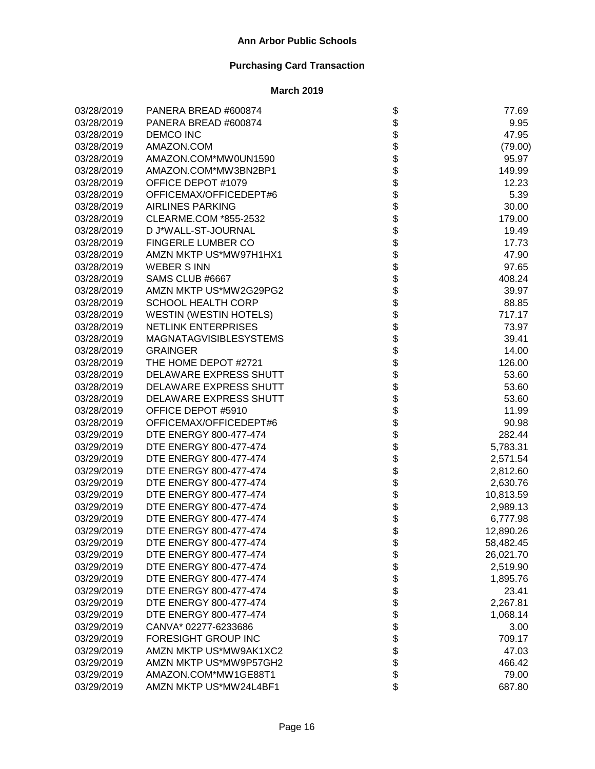# Ann Arbor Public Schools

## Purchasing Card Transaction

### March 2019

| | | | |
|---|---|---|---|
| 03/28/2019 | PANERA BREAD #600874 | $ | 77.69 |
| 03/28/2019 | PANERA BREAD #600874 | $ | 9.95 |
| 03/28/2019 | DEMCO INC | $ | 47.95 |
| 03/28/2019 | AMAZON.COM | $ | (79.00) |
| 03/28/2019 | AMAZON.COM*MW0UN1590 | $ | 95.97 |
| 03/28/2019 | AMAZON.COM*MW3BN2BP1 | $ | 149.99 |
| 03/28/2019 | OFFICE DEPOT #1079 | $ | 12.23 |
| 03/28/2019 | OFFICEMAX/OFFICEDEPT#6 | $ | 5.39 |
| 03/28/2019 | AIRLINES PARKING | $ | 30.00 |
| 03/28/2019 | CLEARME.COM *855-2532 | $ | 179.00 |
| 03/28/2019 | D J*WALL-ST-JOURNAL | $ | 19.49 |
| 03/28/2019 | FINGERLE LUMBER CO | $ | 17.73 |
| 03/28/2019 | AMZN MKTP US*MW97H1HX1 | $ | 47.90 |
| 03/28/2019 | WEBER S INN | $ | 97.65 |
| 03/28/2019 | SAMS CLUB #6667 | $ | 408.24 |
| 03/28/2019 | AMZN MKTP US*MW2G29PG2 | $ | 39.97 |
| 03/28/2019 | SCHOOL HEALTH CORP | $ | 88.85 |
| 03/28/2019 | WESTIN (WESTIN HOTELS) | $ | 717.17 |
| 03/28/2019 | NETLINK ENTERPRISES | $ | 73.97 |
| 03/28/2019 | MAGNATAGVISIBLESYSTEMS | $ | 39.41 |
| 03/28/2019 | GRAINGER | $ | 14.00 |
| 03/28/2019 | THE HOME DEPOT #2721 | $ | 126.00 |
| 03/28/2019 | DELAWARE EXPRESS SHUTT | $ | 53.60 |
| 03/28/2019 | DELAWARE EXPRESS SHUTT | $ | 53.60 |
| 03/28/2019 | DELAWARE EXPRESS SHUTT | $ | 53.60 |
| 03/28/2019 | OFFICE DEPOT #5910 | $ | 11.99 |
| 03/28/2019 | OFFICEMAX/OFFICEDEPT#6 | $ | 90.98 |
| 03/29/2019 | DTE ENERGY 800-477-474 | $ | 282.44 |
| 03/29/2019 | DTE ENERGY 800-477-474 | $ | 5,783.31 |
| 03/29/2019 | DTE ENERGY 800-477-474 | $ | 2,571.54 |
| 03/29/2019 | DTE ENERGY 800-477-474 | $ | 2,812.60 |
| 03/29/2019 | DTE ENERGY 800-477-474 | $ | 2,630.76 |
| 03/29/2019 | DTE ENERGY 800-477-474 | $ | 10,813.59 |
| 03/29/2019 | DTE ENERGY 800-477-474 | $ | 2,989.13 |
| 03/29/2019 | DTE ENERGY 800-477-474 | $ | 6,777.98 |
| 03/29/2019 | DTE ENERGY 800-477-474 | $ | 12,890.26 |
| 03/29/2019 | DTE ENERGY 800-477-474 | $ | 58,482.45 |
| 03/29/2019 | DTE ENERGY 800-477-474 | $ | 26,021.70 |
| 03/29/2019 | DTE ENERGY 800-477-474 | $ | 2,519.90 |
| 03/29/2019 | DTE ENERGY 800-477-474 | $ | 1,895.76 |
| 03/29/2019 | DTE ENERGY 800-477-474 | $ | 23.41 |
| 03/29/2019 | DTE ENERGY 800-477-474 | $ | 2,267.81 |
| 03/29/2019 | DTE ENERGY 800-477-474 | $ | 1,068.14 |
| 03/29/2019 | CANVA* 02277-6233686 | $ | 3.00 |
| 03/29/2019 | FORESIGHT GROUP INC | $ | 709.17 |
| 03/29/2019 | AMZN MKTP US*MW9AK1XC2 | $ | 47.03 |
| 03/29/2019 | AMZN MKTP US*MW9P57GH2 | $ | 466.42 |
| 03/29/2019 | AMAZON.COM*MW1GE88T1 | $ | 79.00 |
| 03/29/2019 | AMZN MKTP US*MW24L4BF1 | $ | 687.80 |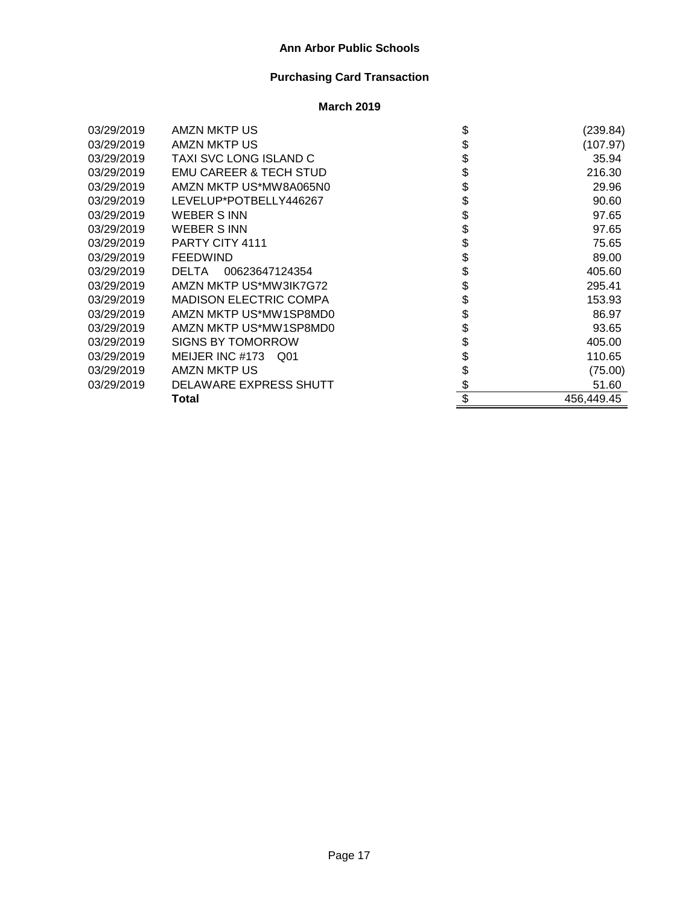**Ann Arbor Public Schools**

**Purchasing Card Transaction**

**March 2019**

| | | | |
|---|---|---|---|
| 03/29/2019 | AMZN MKTP US | $ | (239.84) |
| 03/29/2019 | AMZN MKTP US | $ | (107.97) |
| 03/29/2019 | TAXI SVC LONG ISLAND C | $ | 35.94 |
| 03/29/2019 | EMU CAREER & TECH STUD | $ | 216.30 |
| 03/29/2019 | AMZN MKTP US*MW8A065N0 | $ | 29.96 |
| 03/29/2019 | LEVELUP*POTBELLY446267 | $ | 90.60 |
| 03/29/2019 | WEBER S INN | $ | 97.65 |
| 03/29/2019 | WEBER S INN | $ | 97.65 |
| 03/29/2019 | PARTY CITY 4111 | $ | 75.65 |
| 03/29/2019 | FEEDWIND | $ | 89.00 |
| 03/29/2019 | DELTA 00623647124354 | $ | 405.60 |
| 03/29/2019 | AMZN MKTP US*MW3IK7G72 | $ | 295.41 |
| 03/29/2019 | MADISON ELECTRIC COMPA | $ | 153.93 |
| 03/29/2019 | AMZN MKTP US*MW1SP8MD0 | $ | 86.97 |
| 03/29/2019 | AMZN MKTP US*MW1SP8MD0 | $ | 93.65 |
| 03/29/2019 | SIGNS BY TOMORROW | $ | 405.00 |
| 03/29/2019 | MEIJER INC #173 Q01 | $ | 110.65 |
| 03/29/2019 | AMZN MKTP US | $ | (75.00) |
| 03/29/2019 | DELAWARE EXPRESS SHUTT | $ | 51.60 |
| | **Total** | $ | 456,449.45 |